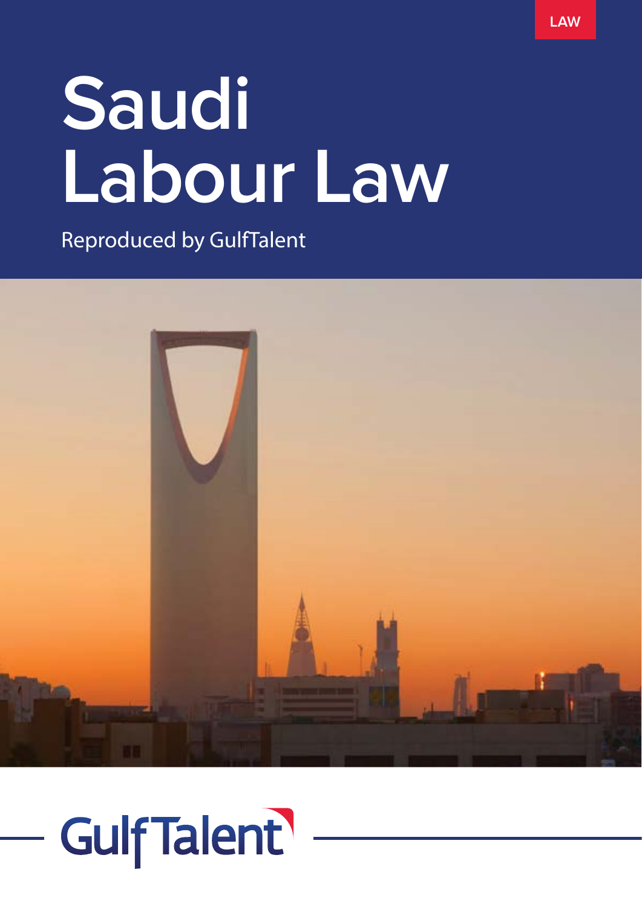LAW

# Saudi Labour Law

Reproduced by GulfTalent

GulfTalent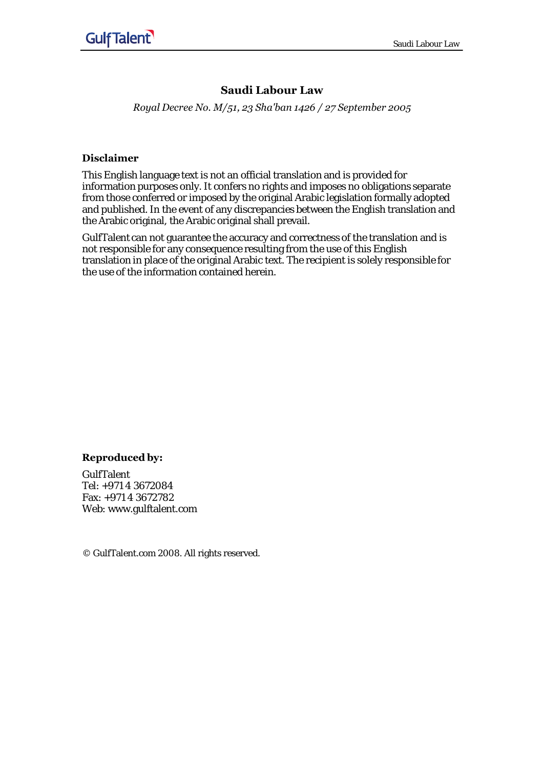# Saudi Labour Law

*Royal Decree No. M/51, 23 Sha'ban 1426 / 27 September 2005*

### Disclaimer

This English language text is not an official translation and is provided for information purposes only. It confers no rights and imposes no obligations separate from those conferred or imposed by the original Arabic legislation formally adopted and published. In the event of any discrepancies between the English translation and the Arabic original, the Arabic original shall prevail.

GulfTalent can not guarantee the accuracy and correctness of the translation and is not responsible for any consequence resulting from the use of this English translation in place of the original Arabic text. The recipient is solely responsible for the use of the information contained herein.

### Reproduced by:

GulfTalent
Tel: +971 4 3672084
Fax: +971 4 3672782
Web: www.gulftalent.com

© GulfTalent.com 2008. All rights reserved.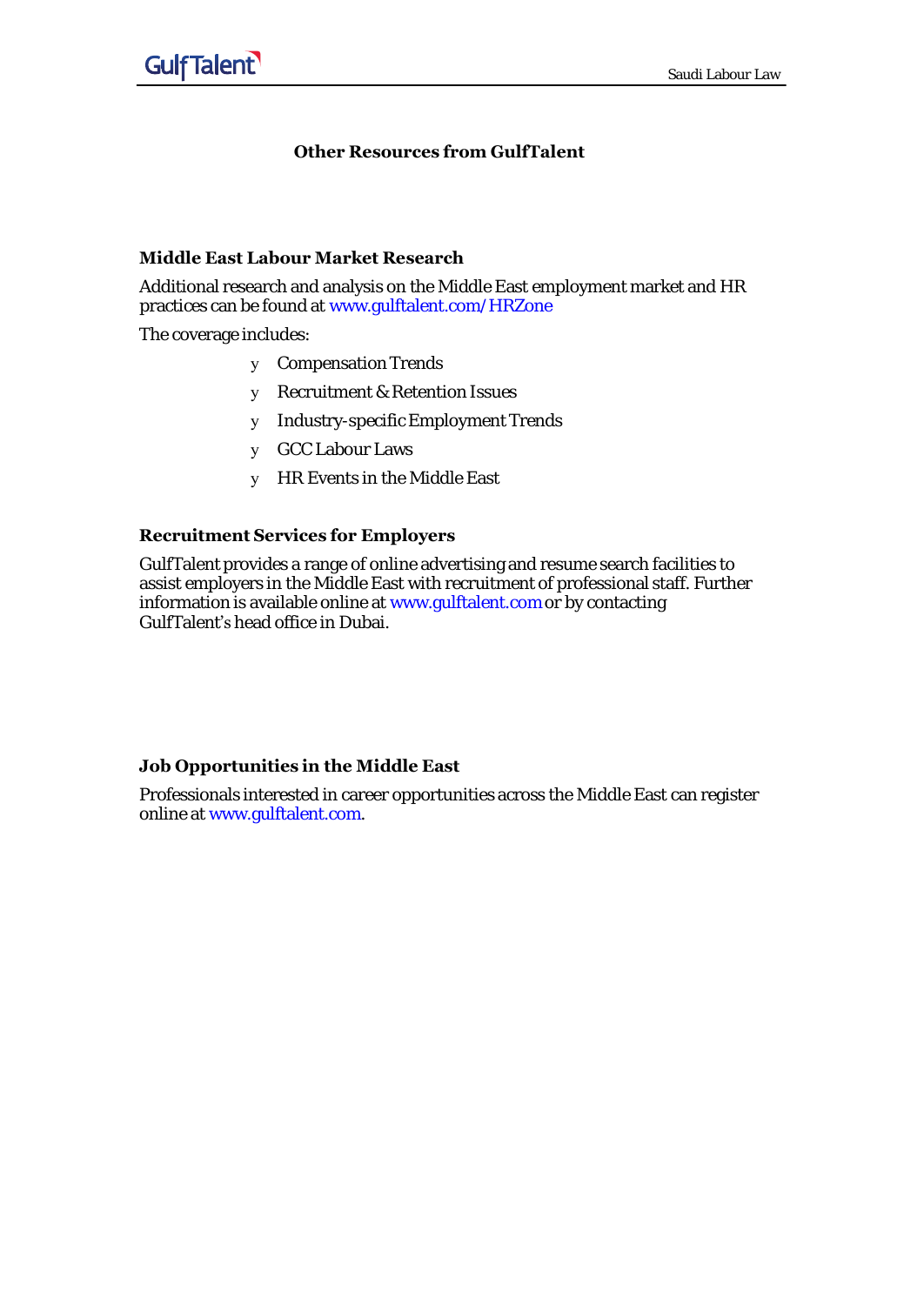## Other Resources from GulfTalent

### Middle East Labour Market Research

Additional research and analysis on the Middle East employment market and HR practices can be found at www.gulftalent.com/HRZone

The coverage includes:

- Compensation Trends
- Recruitment & Retention Issues
- Industry-specific Employment Trends
- GCC Labour Laws
- HR Events in the Middle East

### Recruitment Services for Employers

GulfTalent provides a range of online advertising and resume search facilities to assist employers in the Middle East with recruitment of professional staff. Further information is available online at www.gulftalent.com or by contacting GulfTalent's head office in Dubai.

### Job Opportunities in the Middle East

Professionals interested in career opportunities across the Middle East can register online at www.gulftalent.com.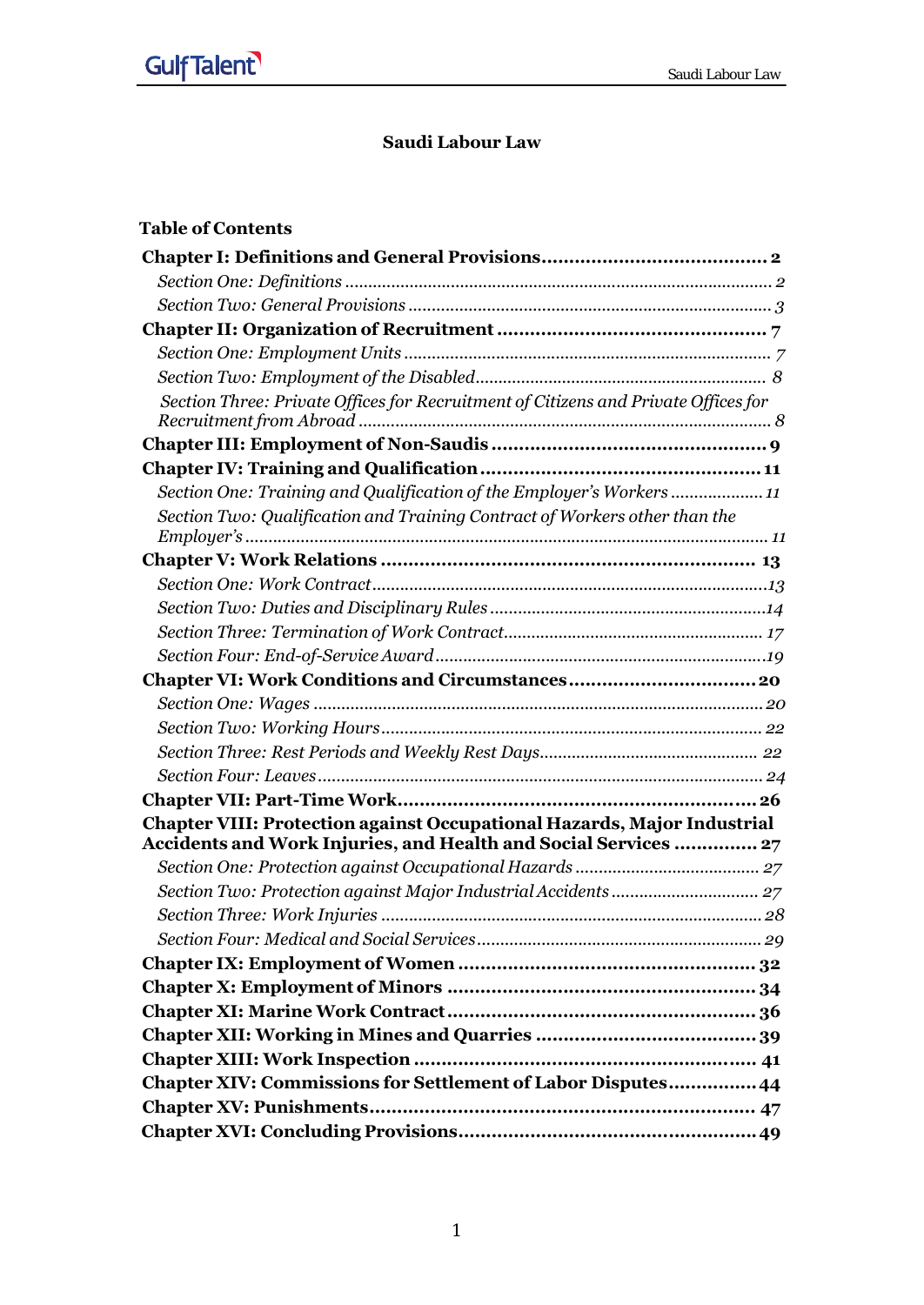# Saudi Labour Law

## Table of Contents

**Chapter I: Definitions and General Provisions** ........................................ **2**

*Section One: Definitions* ........................................ *2*

*Section Two: General Provisions* ........................................ *3*

**Chapter II: Organization of Recruitment** ........................................ **7**

*Section One: Employment Units* ........................................ *7*

*Section Two: Employment of the Disabled* ........................................ *8*

*Section Three: Private Offices for Recruitment of Citizens and Private Offices for Recruitment from Abroad* ........................................ *8*

**Chapter III: Employment of Non-Saudis** ........................................ **9**

**Chapter IV: Training and Qualification** ........................................ **11**

*Section One: Training and Qualification of the Employer's Workers* ........................................ *11*

*Section Two: Qualification and Training Contract of Workers other than the Employer's* ........................................ *11*

**Chapter V: Work Relations** ........................................ **13**

*Section One: Work Contract* ........................................ *13*

*Section Two: Duties and Disciplinary Rules* ........................................ *14*

*Section Three: Termination of Work Contract* ........................................ *17*

*Section Four: End-of-Service Award* ........................................ *19*

**Chapter VI: Work Conditions and Circumstances** ........................................ **20**

*Section One: Wages* ........................................ *20*

*Section Two: Working Hours* ........................................ *22*

*Section Three: Rest Periods and Weekly Rest Days* ........................................ *22*

*Section Four: Leaves* ........................................ *24*

**Chapter VII: Part-Time Work** ........................................ **26**

**Chapter VIII: Protection against Occupational Hazards, Major Industrial Accidents and Work Injuries, and Health and Social Services** ........................................ **27**

*Section One: Protection against Occupational Hazards* ........................................ *27*

*Section Two: Protection against Major Industrial Accidents* ........................................ *27*

*Section Three: Work Injuries* ........................................ *28*

*Section Four: Medical and Social Services* ........................................ *29*

**Chapter IX: Employment of Women** ........................................ **32**

**Chapter X: Employment of Minors** ........................................ **34**

**Chapter XI: Marine Work Contract** ........................................ **36**

**Chapter XII: Working in Mines and Quarries** ........................................ **39**

**Chapter XIII: Work Inspection** ........................................ **41**

**Chapter XIV: Commissions for Settlement of Labor Disputes** ........................................ **44**

**Chapter XV: Punishments** ........................................ **47**

**Chapter XVI: Concluding Provisions** ........................................ **49**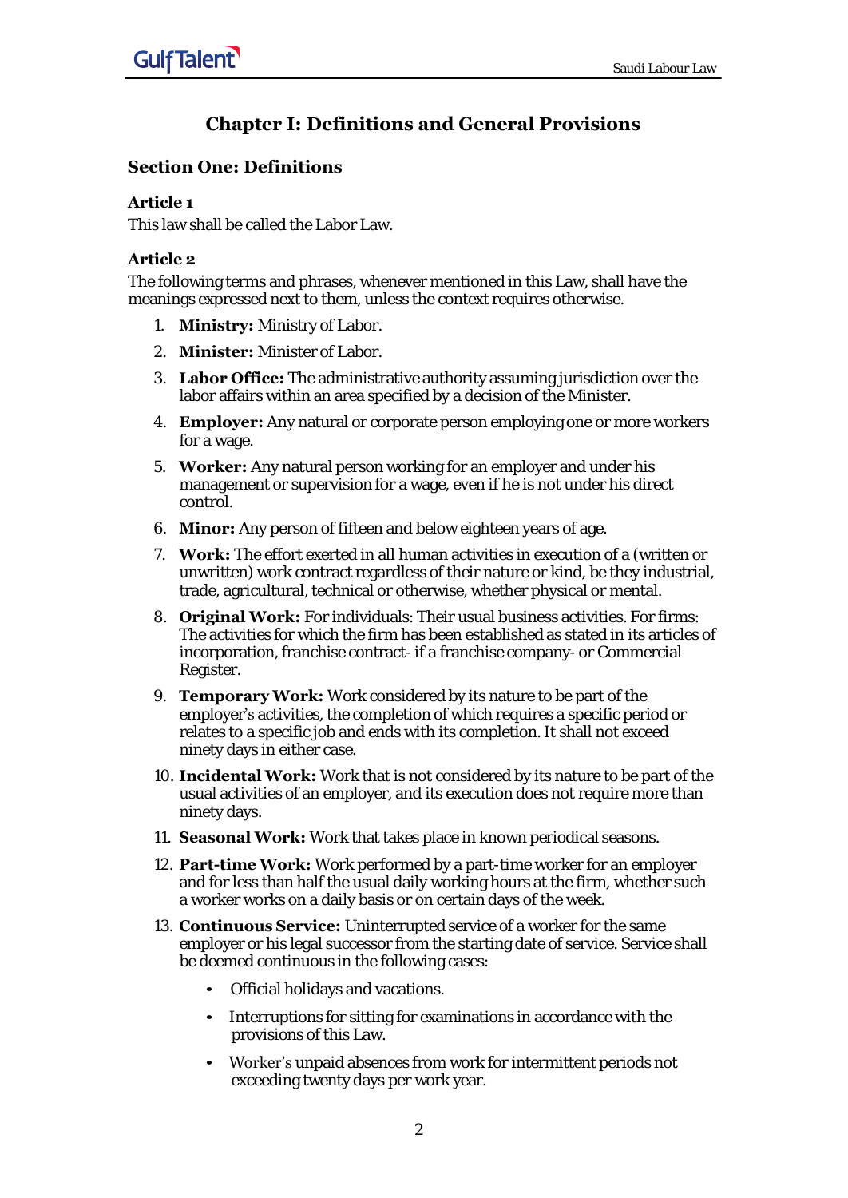# Chapter I: Definitions and General Provisions

## Section One: Definitions

### Article 1

This law shall be called the Labor Law.

### Article 2

The following terms and phrases, whenever mentioned in this Law, shall have the meanings expressed next to them, unless the context requires otherwise.

1. **Ministry:** Ministry of Labor.
2. **Minister:** Minister of Labor.
3. **Labor Office:** The administrative authority assuming jurisdiction over the labor affairs within an area specified by a decision of the Minister.
4. **Employer:** Any natural or corporate person employing one or more workers for a wage.
5. **Worker:** Any natural person working for an employer and under his management or supervision for a wage, even if he is not under his direct control.
6. **Minor:** Any person of fifteen and below eighteen years of age.
7. **Work:** The effort exerted in all human activities in execution of a (written or unwritten) work contract regardless of their nature or kind, be they industrial, trade, agricultural, technical or otherwise, whether physical or mental.
8. **Original Work:** For individuals: Their usual business activities. For firms: The activities for which the firm has been established as stated in its articles of incorporation, franchise contract- if a franchise company- or Commercial Register.
9. **Temporary Work:** Work considered by its nature to be part of the employer's activities, the completion of which requires a specific period or relates to a specific job and ends with its completion. It shall not exceed ninety days in either case.
10. **Incidental Work:** Work that is not considered by its nature to be part of the usual activities of an employer, and its execution does not require more than ninety days.
11. **Seasonal Work:** Work that takes place in known periodical seasons.
12. **Part-time Work:** Work performed by a part-time worker for an employer and for less than half the usual daily working hours at the firm, whether such a worker works on a daily basis or on certain days of the week.
13. **Continuous Service:** Uninterrupted service of a worker for the same employer or his legal successor from the starting date of service. Service shall be deemed continuous in the following cases:
    - Official holidays and vacations.
    - Interruptions for sitting for examinations in accordance with the provisions of this Law.
    - Worker's unpaid absences from work for intermittent periods not exceeding twenty days per work year.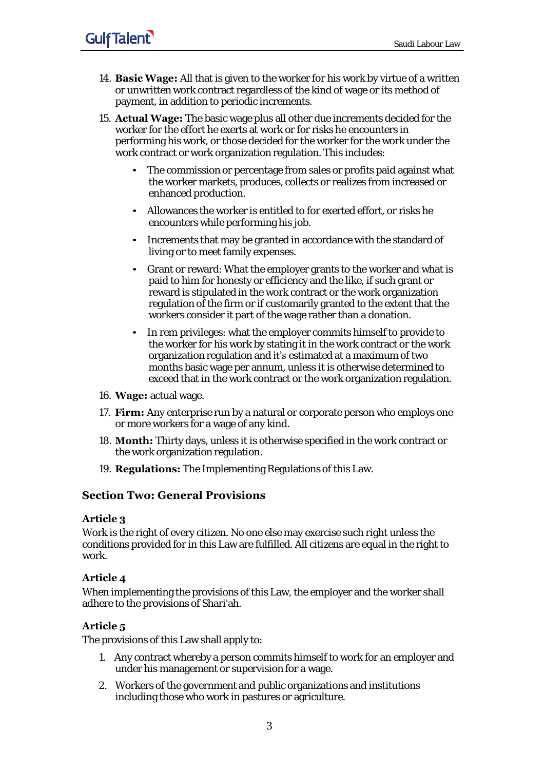14. **Basic Wage:** All that is given to the worker for his work by virtue of a written or unwritten work contract regardless of the kind of wage or its method of payment, in addition to periodic increments.
15. **Actual Wage:** The basic wage plus all other due increments decided for the worker for the effort he exerts at work or for risks he encounters in performing his work, or those decided for the worker for the work under the work contract or work organization regulation. This includes:
    - The commission or percentage from sales or profits paid against what the worker markets, produces, collects or realizes from increased or enhanced production.
    - Allowances the worker is entitled to for exerted effort, or risks he encounters while performing his job.
    - Increments that may be granted in accordance with the standard of living or to meet family expenses.
    - Grant or reward: What the employer grants to the worker and what is paid to him for honesty or efficiency and the like, if such grant or reward is stipulated in the work contract or the work organization regulation of the firm or if customarily granted to the extent that the workers consider it part of the wage rather than a donation.
    - In rem privileges: what the employer commits himself to provide to the worker for his work by stating it in the work contract or the work organization regulation and it's estimated at a maximum of two months basic wage per annum, unless it is otherwise determined to exceed that in the work contract or the work organization regulation.
16. **Wage:** actual wage.
17. **Firm:** Any enterprise run by a natural or corporate person who employs one or more workers for a wage of any kind.
18. **Month:** Thirty days, unless it is otherwise specified in the work contract or the work organization regulation.
19. **Regulations:** The Implementing Regulations of this Law.

## Section Two: General Provisions

### Article 3

Work is the right of every citizen. No one else may exercise such right unless the conditions provided for in this Law are fulfilled. All citizens are equal in the right to work.

### Article 4

When implementing the provisions of this Law, the employer and the worker shall adhere to the provisions of Shari'ah.

### Article 5

The provisions of this Law shall apply to:

1. Any contract whereby a person commits himself to work for an employer and under his management or supervision for a wage.
2. Workers of the government and public organizations and institutions including those who work in pastures or agriculture.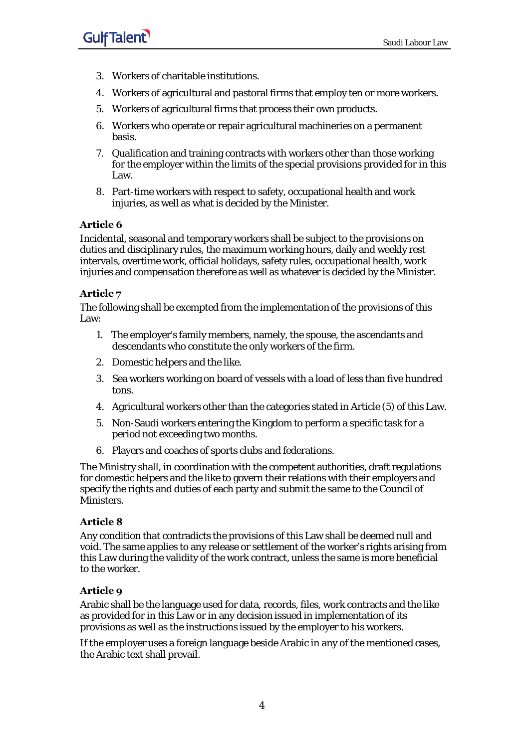3. Workers of charitable institutions.
4. Workers of agricultural and pastoral firms that employ ten or more workers.
5. Workers of agricultural firms that process their own products.
6. Workers who operate or repair agricultural machineries on a permanent basis.
7. Qualification and training contracts with workers other than those working for the employer within the limits of the special provisions provided for in this Law.
8. Part-time workers with respect to safety, occupational health and work injuries, as well as what is decided by the Minister.

### Article 6

Incidental, seasonal and temporary workers shall be subject to the provisions on duties and disciplinary rules, the maximum working hours, daily and weekly rest intervals, overtime work, official holidays, safety rules, occupational health, work injuries and compensation therefore as well as whatever is decided by the Minister.

### Article 7

The following shall be exempted from the implementation of the provisions of this Law:

1. The employer's family members, namely, the spouse, the ascendants and descendants who constitute the only workers of the firm.
2. Domestic helpers and the like.
3. Sea workers working on board of vessels with a load of less than five hundred tons.
4. Agricultural workers other than the categories stated in Article (5) of this Law.
5. Non-Saudi workers entering the Kingdom to perform a specific task for a period not exceeding two months.
6. Players and coaches of sports clubs and federations.

The Ministry shall, in coordination with the competent authorities, draft regulations for domestic helpers and the like to govern their relations with their employers and specify the rights and duties of each party and submit the same to the Council of Ministers.

### Article 8

Any condition that contradicts the provisions of this Law shall be deemed null and void. The same applies to any release or settlement of the worker's rights arising from this Law during the validity of the work contract, unless the same is more beneficial to the worker.

### Article 9

Arabic shall be the language used for data, records, files, work contracts and the like as provided for in this Law or in any decision issued in implementation of its provisions as well as the instructions issued by the employer to his workers.

If the employer uses a foreign language beside Arabic in any of the mentioned cases, the Arabic text shall prevail.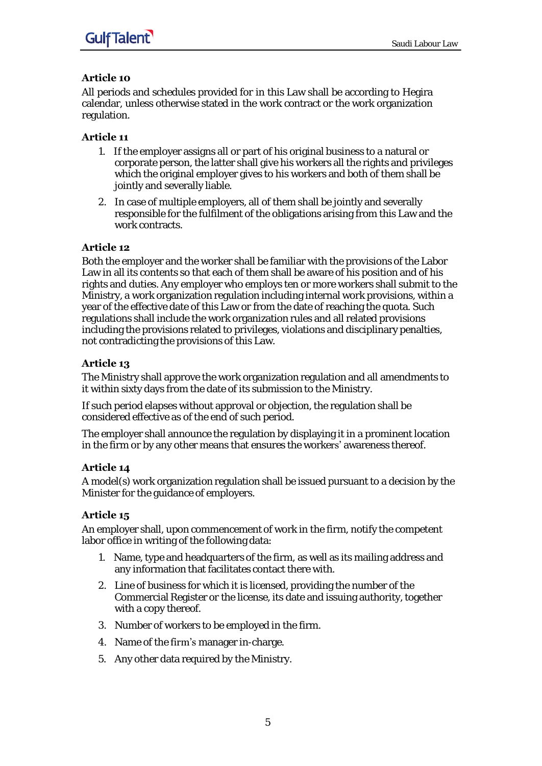### Article 10

All periods and schedules provided for in this Law shall be according to Hegira calendar, unless otherwise stated in the work contract or the work organization regulation.

### Article 11

1. If the employer assigns all or part of his original business to a natural or corporate person, the latter shall give his workers all the rights and privileges which the original employer gives to his workers and both of them shall be jointly and severally liable.
2. In case of multiple employers, all of them shall be jointly and severally responsible for the fulfilment of the obligations arising from this Law and the work contracts.

### Article 12

Both the employer and the worker shall be familiar with the provisions of the Labor Law in all its contents so that each of them shall be aware of his position and of his rights and duties. Any employer who employs ten or more workers shall submit to the Ministry, a work organization regulation including internal work provisions, within a year of the effective date of this Law or from the date of reaching the quota. Such regulations shall include the work organization rules and all related provisions including the provisions related to privileges, violations and disciplinary penalties, not contradicting the provisions of this Law.

### Article 13

The Ministry shall approve the work organization regulation and all amendments to it within sixty days from the date of its submission to the Ministry.

If such period elapses without approval or objection, the regulation shall be considered effective as of the end of such period.

The employer shall announce the regulation by displaying it in a prominent location in the firm or by any other means that ensures the workers' awareness thereof.

### Article 14

A model(s) work organization regulation shall be issued pursuant to a decision by the Minister for the guidance of employers.

### Article 15

An employer shall, upon commencement of work in the firm, notify the competent labor office in writing of the following data:

1. Name, type and headquarters of the firm, as well as its mailing address and any information that facilitates contact there with.
2. Line of business for which it is licensed, providing the number of the Commercial Register or the license, its date and issuing authority, together with a copy thereof.
3. Number of workers to be employed in the firm.
4. Name of the firm's manager in-charge.
5. Any other data required by the Ministry.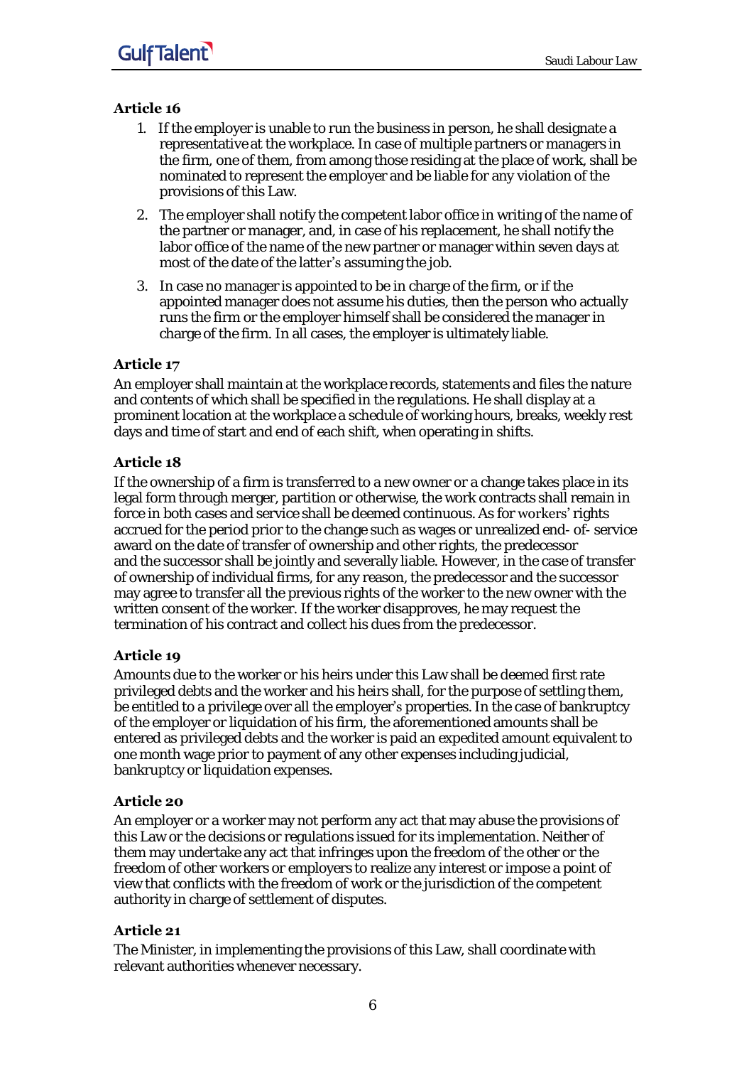### Article 16

1. If the employer is unable to run the business in person, he shall designate a representative at the workplace. In case of multiple partners or managers in the firm, one of them, from among those residing at the place of work, shall be nominated to represent the employer and be liable for any violation of the provisions of this Law.
2. The employer shall notify the competent labor office in writing of the name of the partner or manager, and, in case of his replacement, he shall notify the labor office of the name of the new partner or manager within seven days at most of the date of the latter's assuming the job.
3. In case no manager is appointed to be in charge of the firm, or if the appointed manager does not assume his duties, then the person who actually runs the firm or the employer himself shall be considered the manager in charge of the firm. In all cases, the employer is ultimately liable.

### Article 17

An employer shall maintain at the workplace records, statements and files the nature and contents of which shall be specified in the regulations. He shall display at a prominent location at the workplace a schedule of working hours, breaks, weekly rest days and time of start and end of each shift, when operating in shifts.

### Article 18

If the ownership of a firm is transferred to a new owner or a change takes place in its legal form through merger, partition or otherwise, the work contracts shall remain in force in both cases and service shall be deemed continuous. As for workers' rights accrued for the period prior to the change such as wages or unrealized end- of- service award on the date of transfer of ownership and other rights, the predecessor and the successor shall be jointly and severally liable. However, in the case of transfer of ownership of individual firms, for any reason, the predecessor and the successor may agree to transfer all the previous rights of the worker to the new owner with the written consent of the worker. If the worker disapproves, he may request the termination of his contract and collect his dues from the predecessor.

### Article 19

Amounts due to the worker or his heirs under this Law shall be deemed first rate privileged debts and the worker and his heirs shall, for the purpose of settling them, be entitled to a privilege over all the employer's properties. In the case of bankruptcy of the employer or liquidation of his firm, the aforementioned amounts shall be entered as privileged debts and the worker is paid an expedited amount equivalent to one month wage prior to payment of any other expenses including judicial, bankruptcy or liquidation expenses.

### Article 20

An employer or a worker may not perform any act that may abuse the provisions of this Law or the decisions or regulations issued for its implementation. Neither of them may undertake any act that infringes upon the freedom of the other or the freedom of other workers or employers to realize any interest or impose a point of view that conflicts with the freedom of work or the jurisdiction of the competent authority in charge of settlement of disputes.

### Article 21

The Minister, in implementing the provisions of this Law, shall coordinate with relevant authorities whenever necessary.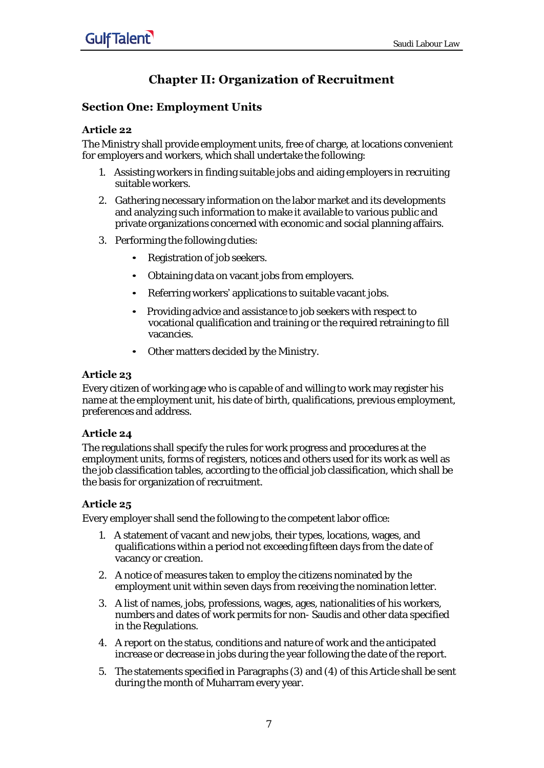## Chapter II: Organization of Recruitment

### Section One: Employment Units

#### Article 22

The Ministry shall provide employment units, free of charge, at locations convenient for employers and workers, which shall undertake the following:

1. Assisting workers in finding suitable jobs and aiding employers in recruiting suitable workers.
2. Gathering necessary information on the labor market and its developments and analyzing such information to make it available to various public and private organizations concerned with economic and social planning affairs.
3. Performing the following duties:
   - Registration of job seekers.
   - Obtaining data on vacant jobs from employers.
   - Referring workers' applications to suitable vacant jobs.
   - Providing advice and assistance to job seekers with respect to vocational qualification and training or the required retraining to fill vacancies.
   - Other matters decided by the Ministry.

#### Article 23

Every citizen of working age who is capable of and willing to work may register his name at the employment unit, his date of birth, qualifications, previous employment, preferences and address.

#### Article 24

The regulations shall specify the rules for work progress and procedures at the employment units, forms of registers, notices and others used for its work as well as the job classification tables, according to the official job classification, which shall be the basis for organization of recruitment.

#### Article 25

Every employer shall send the following to the competent labor office:

1. A statement of vacant and new jobs, their types, locations, wages, and qualifications within a period not exceeding fifteen days from the date of vacancy or creation.
2. A notice of measures taken to employ the citizens nominated by the employment unit within seven days from receiving the nomination letter.
3. A list of names, jobs, professions, wages, ages, nationalities of his workers, numbers and dates of work permits for non- Saudis and other data specified in the Regulations.
4. A report on the status, conditions and nature of work and the anticipated increase or decrease in jobs during the year following the date of the report.
5. The statements specified in Paragraphs (3) and (4) of this Article shall be sent during the month of Muharram every year.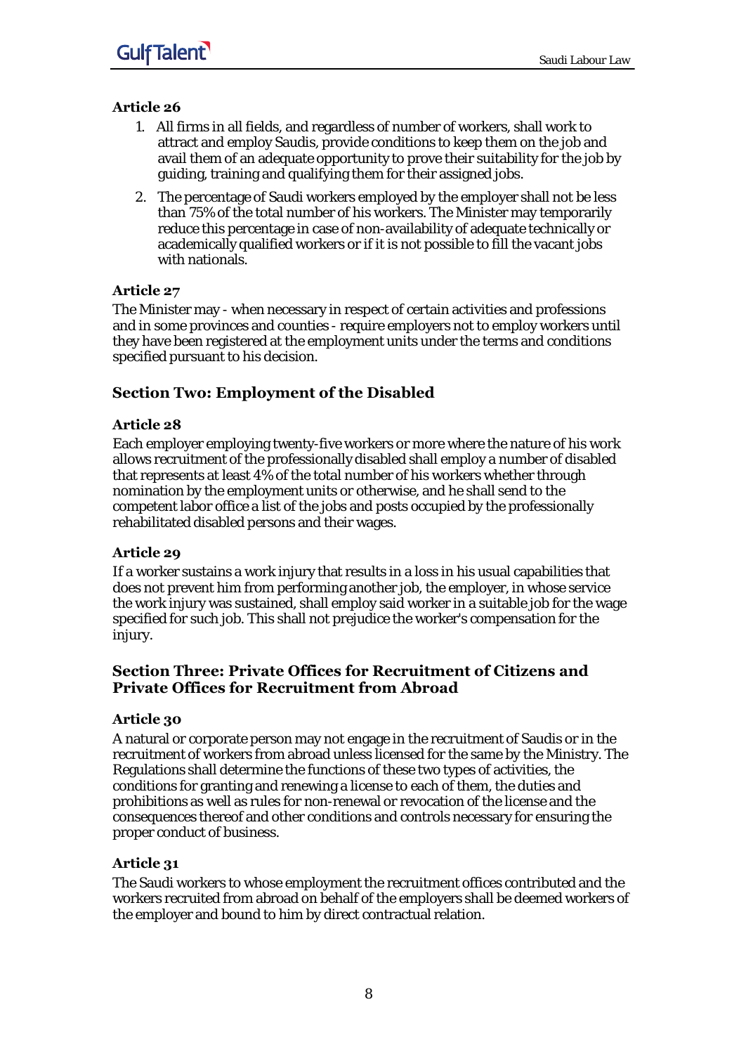#### Article 26

1. All firms in all fields, and regardless of number of workers, shall work to attract and employ Saudis, provide conditions to keep them on the job and avail them of an adequate opportunity to prove their suitability for the job by guiding, training and qualifying them for their assigned jobs.
2. The percentage of Saudi workers employed by the employer shall not be less than 75% of the total number of his workers. The Minister may temporarily reduce this percentage in case of non-availability of adequate technically or academically qualified workers or if it is not possible to fill the vacant jobs with nationals.

#### Article 27

The Minister may - when necessary in respect of certain activities and professions and in some provinces and counties - require employers not to employ workers until they have been registered at the employment units under the terms and conditions specified pursuant to his decision.

### Section Two: Employment of the Disabled

#### Article 28

Each employer employing twenty-five workers or more where the nature of his work allows recruitment of the professionally disabled shall employ a number of disabled that represents at least 4% of the total number of his workers whether through nomination by the employment units or otherwise, and he shall send to the competent labor office a list of the jobs and posts occupied by the professionally rehabilitated disabled persons and their wages.

#### Article 29

If a worker sustains a work injury that results in a loss in his usual capabilities that does not prevent him from performing another job, the employer, in whose service the work injury was sustained, shall employ said worker in a suitable job for the wage specified for such job. This shall not prejudice the worker's compensation for the injury.

### Section Three: Private Offices for Recruitment of Citizens and Private Offices for Recruitment from Abroad

#### Article 30

A natural or corporate person may not engage in the recruitment of Saudis or in the recruitment of workers from abroad unless licensed for the same by the Ministry. The Regulations shall determine the functions of these two types of activities, the conditions for granting and renewing a license to each of them, the duties and prohibitions as well as rules for non-renewal or revocation of the license and the consequences thereof and other conditions and controls necessary for ensuring the proper conduct of business.

#### Article 31

The Saudi workers to whose employment the recruitment offices contributed and the workers recruited from abroad on behalf of the employers shall be deemed workers of the employer and bound to him by direct contractual relation.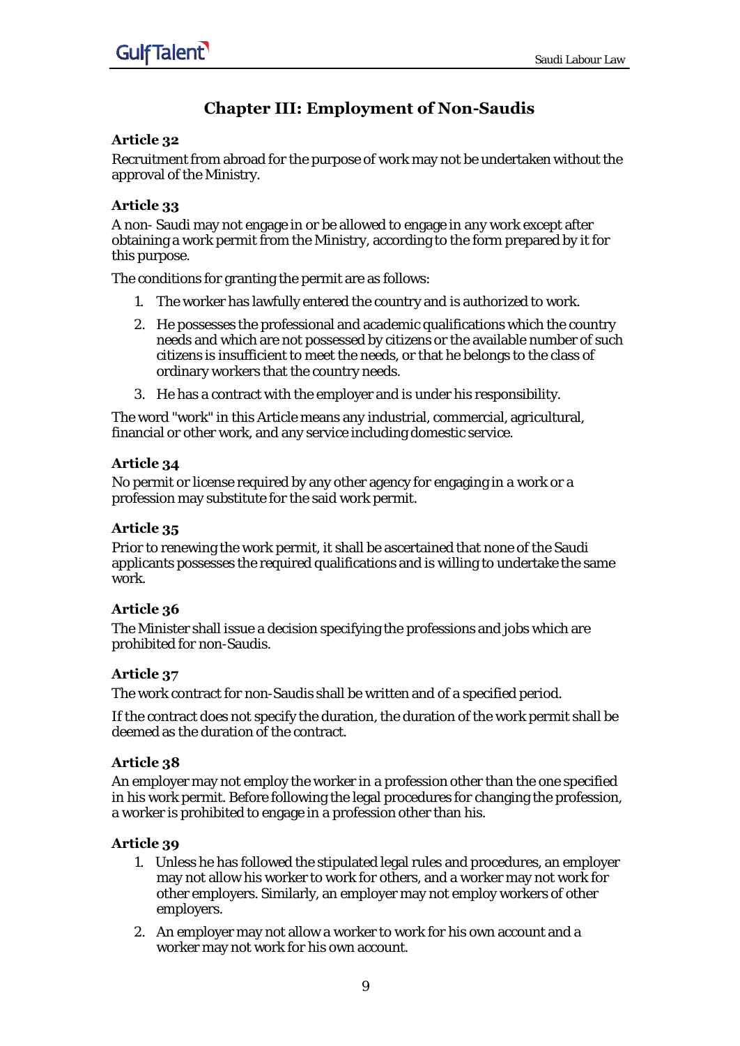## Chapter III: Employment of Non-Saudis

### Article 32

Recruitment from abroad for the purpose of work may not be undertaken without the approval of the Ministry.

### Article 33

A non- Saudi may not engage in or be allowed to engage in any work except after obtaining a work permit from the Ministry, according to the form prepared by it for this purpose.

The conditions for granting the permit are as follows:

1. The worker has lawfully entered the country and is authorized to work.
2. He possesses the professional and academic qualifications which the country needs and which are not possessed by citizens or the available number of such citizens is insufficient to meet the needs, or that he belongs to the class of ordinary workers that the country needs.
3. He has a contract with the employer and is under his responsibility.

The word "work" in this Article means any industrial, commercial, agricultural, financial or other work, and any service including domestic service.

### Article 34

No permit or license required by any other agency for engaging in a work or a profession may substitute for the said work permit.

### Article 35

Prior to renewing the work permit, it shall be ascertained that none of the Saudi applicants possesses the required qualifications and is willing to undertake the same work.

### Article 36

The Minister shall issue a decision specifying the professions and jobs which are prohibited for non-Saudis.

### Article 37

The work contract for non-Saudis shall be written and of a specified period.

If the contract does not specify the duration, the duration of the work permit shall be deemed as the duration of the contract.

### Article 38

An employer may not employ the worker in a profession other than the one specified in his work permit. Before following the legal procedures for changing the profession, a worker is prohibited to engage in a profession other than his.

### Article 39

1. Unless he has followed the stipulated legal rules and procedures, an employer may not allow his worker to work for others, and a worker may not work for other employers. Similarly, an employer may not employ workers of other employers.
2. An employer may not allow a worker to work for his own account and a worker may not work for his own account.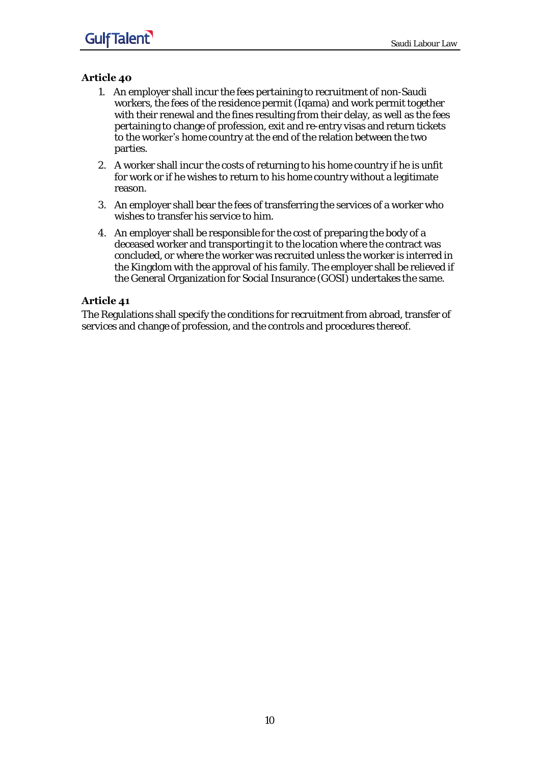### Article 40

1. An employer shall incur the fees pertaining to recruitment of non-Saudi workers, the fees of the residence permit (Iqama) and work permit together with their renewal and the fines resulting from their delay, as well as the fees pertaining to change of profession, exit and re-entry visas and return tickets to the worker's home country at the end of the relation between the two parties.
2. A worker shall incur the costs of returning to his home country if he is unfit for work or if he wishes to return to his home country without a legitimate reason.
3. An employer shall bear the fees of transferring the services of a worker who wishes to transfer his service to him.
4. An employer shall be responsible for the cost of preparing the body of a deceased worker and transporting it to the location where the contract was concluded, or where the worker was recruited unless the worker is interred in the Kingdom with the approval of his family. The employer shall be relieved if the General Organization for Social Insurance (GOSI) undertakes the same.

### Article 41

The Regulations shall specify the conditions for recruitment from abroad, transfer of services and change of profession, and the controls and procedures thereof.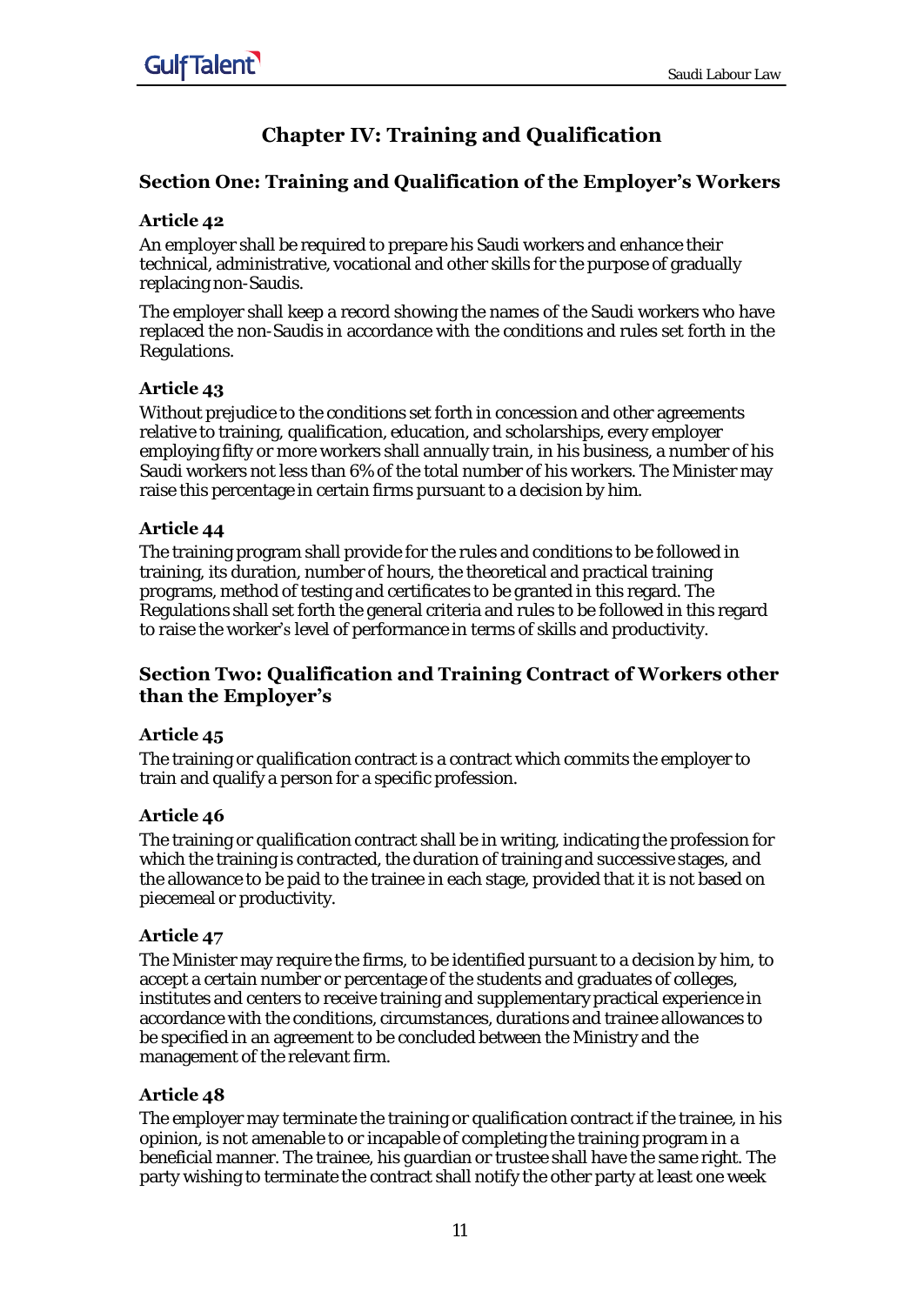# Chapter IV: Training and Qualification

## Section One: Training and Qualification of the Employer's Workers

### Article 42

An employer shall be required to prepare his Saudi workers and enhance their technical, administrative, vocational and other skills for the purpose of gradually replacing non-Saudis.

The employer shall keep a record showing the names of the Saudi workers who have replaced the non-Saudis in accordance with the conditions and rules set forth in the Regulations.

### Article 43

Without prejudice to the conditions set forth in concession and other agreements relative to training, qualification, education, and scholarships, every employer employing fifty or more workers shall annually train, in his business, a number of his Saudi workers not less than 6% of the total number of his workers. The Minister may raise this percentage in certain firms pursuant to a decision by him.

### Article 44

The training program shall provide for the rules and conditions to be followed in training, its duration, number of hours, the theoretical and practical training programs, method of testing and certificates to be granted in this regard. The Regulations shall set forth the general criteria and rules to be followed in this regard to raise the worker's level of performance in terms of skills and productivity.

## Section Two: Qualification and Training Contract of Workers other than the Employer's

### Article 45

The training or qualification contract is a contract which commits the employer to train and qualify a person for a specific profession.

### Article 46

The training or qualification contract shall be in writing, indicating the profession for which the training is contracted, the duration of training and successive stages, and the allowance to be paid to the trainee in each stage, provided that it is not based on piecemeal or productivity.

### Article 47

The Minister may require the firms, to be identified pursuant to a decision by him, to accept a certain number or percentage of the students and graduates of colleges, institutes and centers to receive training and supplementary practical experience in accordance with the conditions, circumstances, durations and trainee allowances to be specified in an agreement to be concluded between the Ministry and the management of the relevant firm.

### Article 48

The employer may terminate the training or qualification contract if the trainee, in his opinion, is not amenable to or incapable of completing the training program in a beneficial manner. The trainee, his guardian or trustee shall have the same right. The party wishing to terminate the contract shall notify the other party at least one week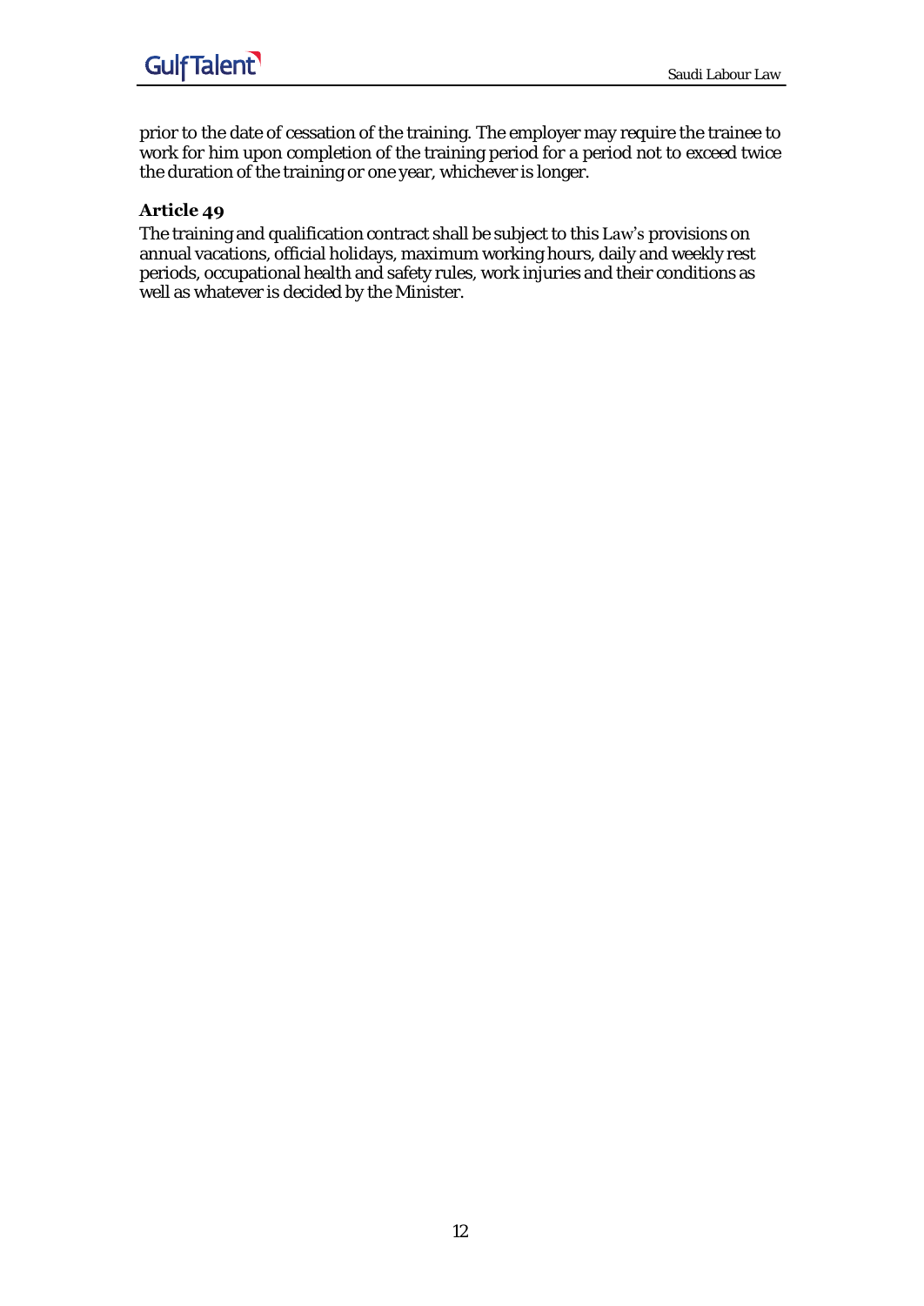prior to the date of cessation of the training. The employer may require the trainee to work for him upon completion of the training period for a period not to exceed twice the duration of the training or one year, whichever is longer.

**Article 49**

The training and qualification contract shall be subject to this Law's provisions on annual vacations, official holidays, maximum working hours, daily and weekly rest periods, occupational health and safety rules, work injuries and their conditions as well as whatever is decided by the Minister.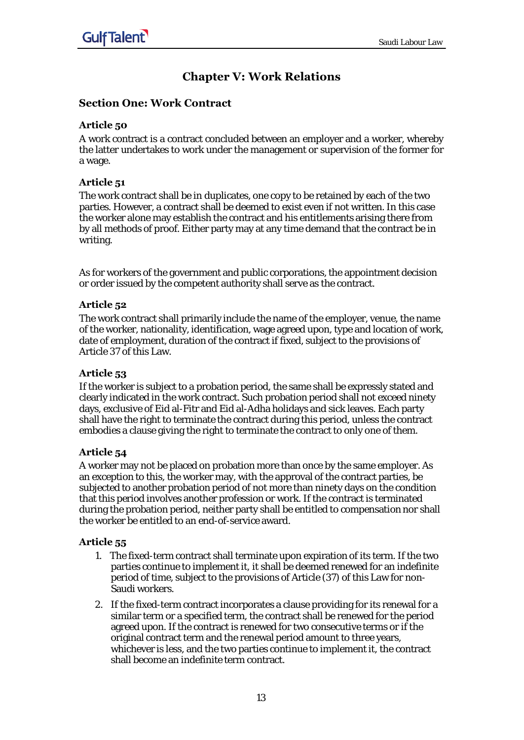# Chapter V: Work Relations

## Section One: Work Contract

### Article 50

A work contract is a contract concluded between an employer and a worker, whereby the latter undertakes to work under the management or supervision of the former for a wage.

### Article 51

The work contract shall be in duplicates, one copy to be retained by each of the two parties. However, a contract shall be deemed to exist even if not written. In this case the worker alone may establish the contract and his entitlements arising there from by all methods of proof. Either party may at any time demand that the contract be in writing.

As for workers of the government and public corporations, the appointment decision or order issued by the competent authority shall serve as the contract.

### Article 52

The work contract shall primarily include the name of the employer, venue, the name of the worker, nationality, identification, wage agreed upon, type and location of work, date of employment, duration of the contract if fixed, subject to the provisions of Article 37 of this Law.

### Article 53

If the worker is subject to a probation period, the same shall be expressly stated and clearly indicated in the work contract. Such probation period shall not exceed ninety days, exclusive of Eid al-Fitr and Eid al-Adha holidays and sick leaves. Each party shall have the right to terminate the contract during this period, unless the contract embodies a clause giving the right to terminate the contract to only one of them.

### Article 54

A worker may not be placed on probation more than once by the same employer. As an exception to this, the worker may, with the approval of the contract parties, be subjected to another probation period of not more than ninety days on the condition that this period involves another profession or work. If the contract is terminated during the probation period, neither party shall be entitled to compensation nor shall the worker be entitled to an end-of-service award.

### Article 55

1. The fixed-term contract shall terminate upon expiration of its term. If the two parties continue to implement it, it shall be deemed renewed for an indefinite period of time, subject to the provisions of Article (37) of this Law for non-Saudi workers.
2. If the fixed-term contract incorporates a clause providing for its renewal for a similar term or a specified term, the contract shall be renewed for the period agreed upon. If the contract is renewed for two consecutive terms or if the original contract term and the renewal period amount to three years, whichever is less, and the two parties continue to implement it, the contract shall become an indefinite term contract.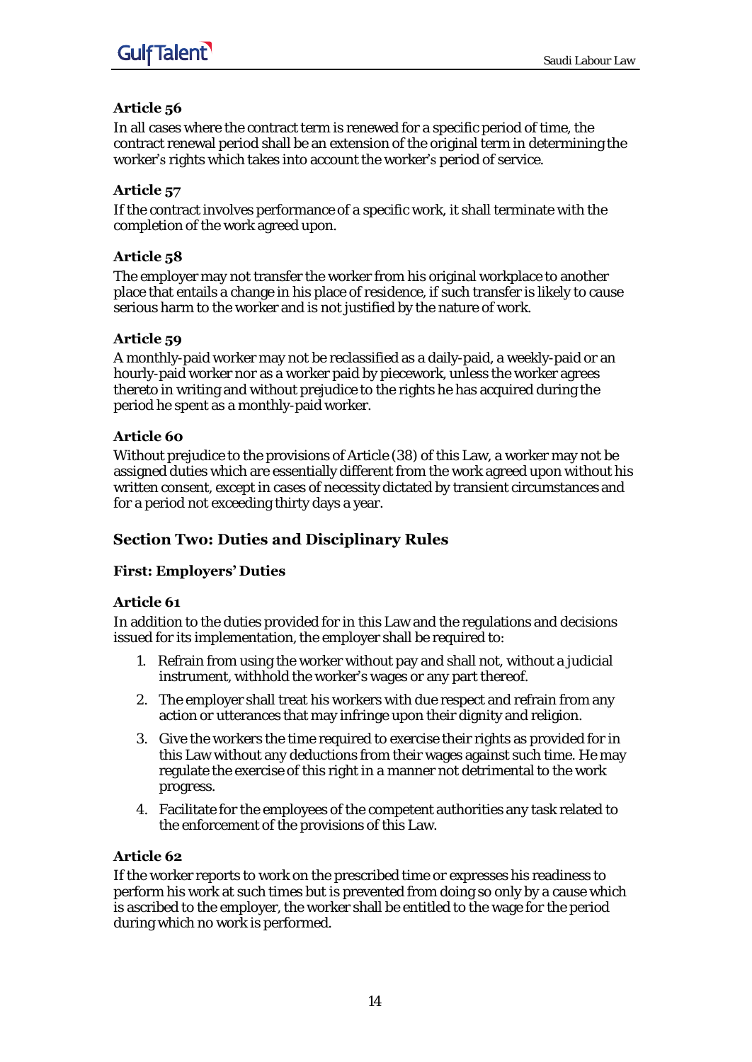### Article 56

In all cases where the contract term is renewed for a specific period of time, the contract renewal period shall be an extension of the original term in determining the worker's rights which takes into account the worker's period of service.

### Article 57

If the contract involves performance of a specific work, it shall terminate with the completion of the work agreed upon.

### Article 58

The employer may not transfer the worker from his original workplace to another place that entails a change in his place of residence, if such transfer is likely to cause serious harm to the worker and is not justified by the nature of work.

### Article 59

A monthly-paid worker may not be reclassified as a daily-paid, a weekly-paid or an hourly-paid worker nor as a worker paid by piecework, unless the worker agrees thereto in writing and without prejudice to the rights he has acquired during the period he spent as a monthly-paid worker.

### Article 60

Without prejudice to the provisions of Article (38) of this Law, a worker may not be assigned duties which are essentially different from the work agreed upon without his written consent, except in cases of necessity dictated by transient circumstances and for a period not exceeding thirty days a year.

## Section Two: Duties and Disciplinary Rules

### First: Employers' Duties

### Article 61

In addition to the duties provided for in this Law and the regulations and decisions issued for its implementation, the employer shall be required to:

1. Refrain from using the worker without pay and shall not, without a judicial instrument, withhold the worker's wages or any part thereof.
2. The employer shall treat his workers with due respect and refrain from any action or utterances that may infringe upon their dignity and religion.
3. Give the workers the time required to exercise their rights as provided for in this Law without any deductions from their wages against such time. He may regulate the exercise of this right in a manner not detrimental to the work progress.
4. Facilitate for the employees of the competent authorities any task related to the enforcement of the provisions of this Law.

### Article 62

If the worker reports to work on the prescribed time or expresses his readiness to perform his work at such times but is prevented from doing so only by a cause which is ascribed to the employer, the worker shall be entitled to the wage for the period during which no work is performed.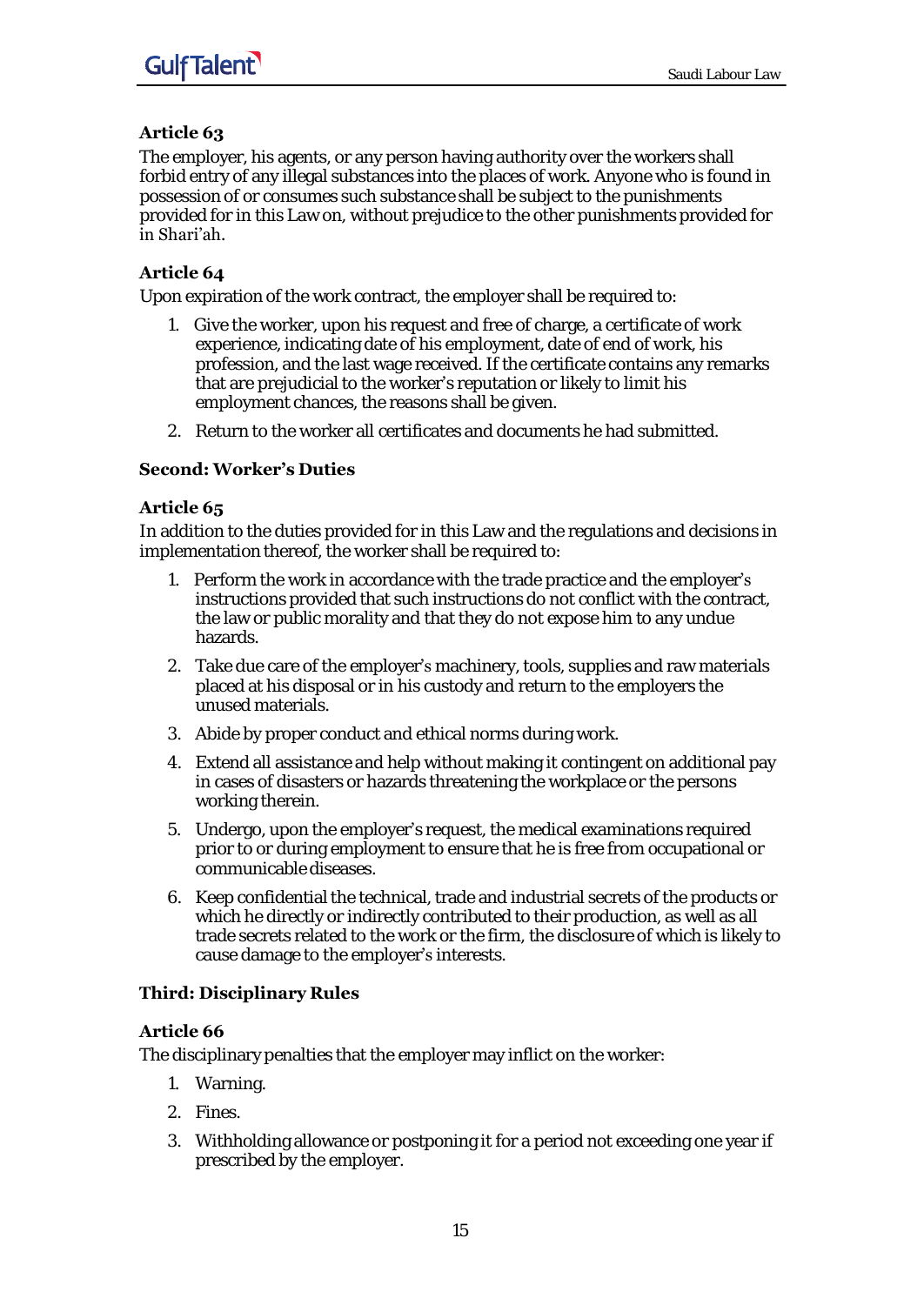### Article 63

The employer, his agents, or any person having authority over the workers shall forbid entry of any illegal substances into the places of work. Anyone who is found in possession of or consumes such substance shall be subject to the punishments provided for in this Law on, without prejudice to the other punishments provided for in Shari'ah.

### Article 64

Upon expiration of the work contract, the employer shall be required to:

1. Give the worker, upon his request and free of charge, a certificate of work experience, indicating date of his employment, date of end of work, his profession, and the last wage received. If the certificate contains any remarks that are prejudicial to the worker's reputation or likely to limit his employment chances, the reasons shall be given.
2. Return to the worker all certificates and documents he had submitted.

### Second: Worker's Duties

### Article 65

In addition to the duties provided for in this Law and the regulations and decisions in implementation thereof, the worker shall be required to:

1. Perform the work in accordance with the trade practice and the employer's instructions provided that such instructions do not conflict with the contract, the law or public morality and that they do not expose him to any undue hazards.
2. Take due care of the employer's machinery, tools, supplies and raw materials placed at his disposal or in his custody and return to the employers the unused materials.
3. Abide by proper conduct and ethical norms during work.
4. Extend all assistance and help without making it contingent on additional pay in cases of disasters or hazards threatening the workplace or the persons working therein.
5. Undergo, upon the employer's request, the medical examinations required prior to or during employment to ensure that he is free from occupational or communicable diseases.
6. Keep confidential the technical, trade and industrial secrets of the products or which he directly or indirectly contributed to their production, as well as all trade secrets related to the work or the firm, the disclosure of which is likely to cause damage to the employer's interests.

### Third: Disciplinary Rules

### Article 66

The disciplinary penalties that the employer may inflict on the worker:

1. Warning.
2. Fines.
3. Withholding allowance or postponing it for a period not exceeding one year if prescribed by the employer.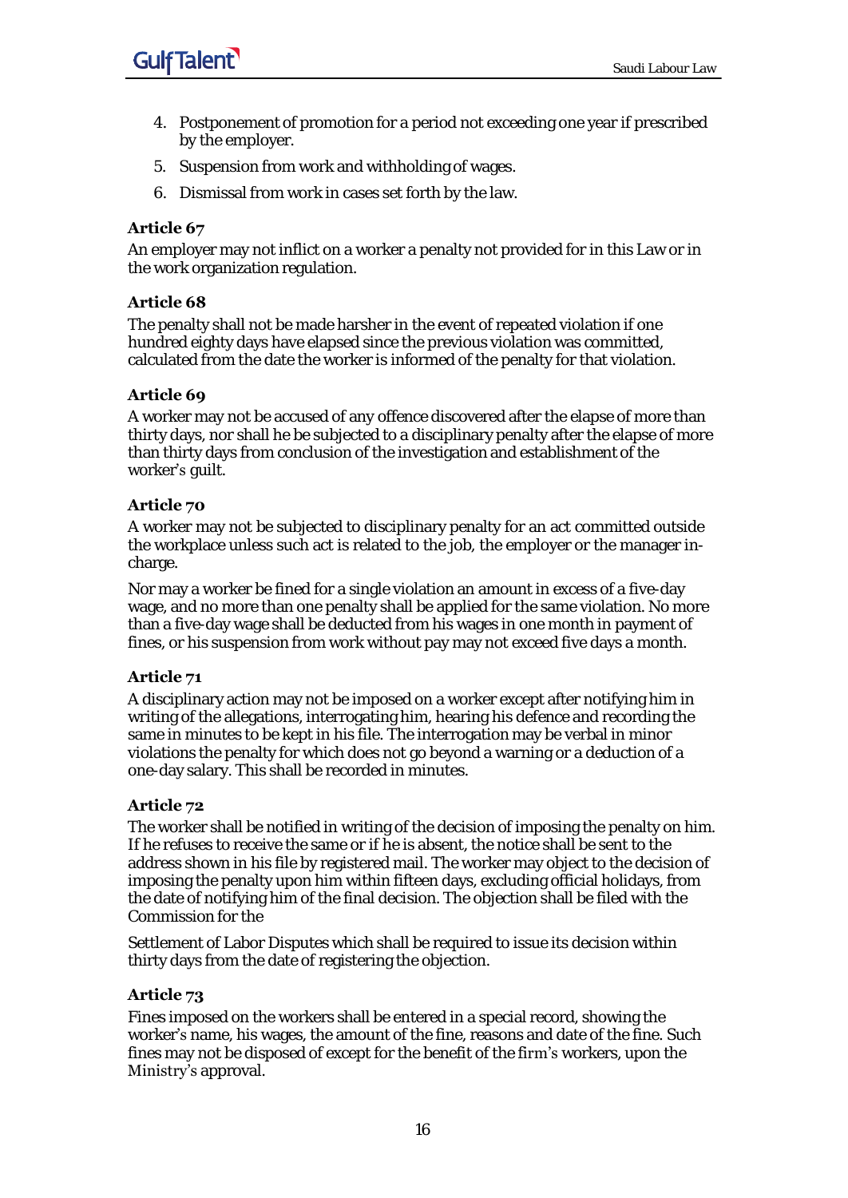4. Postponement of promotion for a period not exceeding one year if prescribed by the employer.
5. Suspension from work and withholding of wages.
6. Dismissal from work in cases set forth by the law.

### Article 67

An employer may not inflict on a worker a penalty not provided for in this Law or in the work organization regulation.

### Article 68

The penalty shall not be made harsher in the event of repeated violation if one hundred eighty days have elapsed since the previous violation was committed, calculated from the date the worker is informed of the penalty for that violation.

### Article 69

A worker may not be accused of any offence discovered after the elapse of more than thirty days, nor shall he be subjected to a disciplinary penalty after the elapse of more than thirty days from conclusion of the investigation and establishment of the worker's guilt.

### Article 70

A worker may not be subjected to disciplinary penalty for an act committed outside the workplace unless such act is related to the job, the employer or the manager in-charge.

Nor may a worker be fined for a single violation an amount in excess of a five-day wage, and no more than one penalty shall be applied for the same violation. No more than a five-day wage shall be deducted from his wages in one month in payment of fines, or his suspension from work without pay may not exceed five days a month.

### Article 71

A disciplinary action may not be imposed on a worker except after notifying him in writing of the allegations, interrogating him, hearing his defence and recording the same in minutes to be kept in his file. The interrogation may be verbal in minor violations the penalty for which does not go beyond a warning or a deduction of a one-day salary. This shall be recorded in minutes.

### Article 72

The worker shall be notified in writing of the decision of imposing the penalty on him. If he refuses to receive the same or if he is absent, the notice shall be sent to the address shown in his file by registered mail. The worker may object to the decision of imposing the penalty upon him within fifteen days, excluding official holidays, from the date of notifying him of the final decision. The objection shall be filed with the Commission for the

Settlement of Labor Disputes which shall be required to issue its decision within thirty days from the date of registering the objection.

### Article 73

Fines imposed on the workers shall be entered in a special record, showing the worker's name, his wages, the amount of the fine, reasons and date of the fine. Such fines may not be disposed of except for the benefit of the firm's workers, upon the Ministry's approval.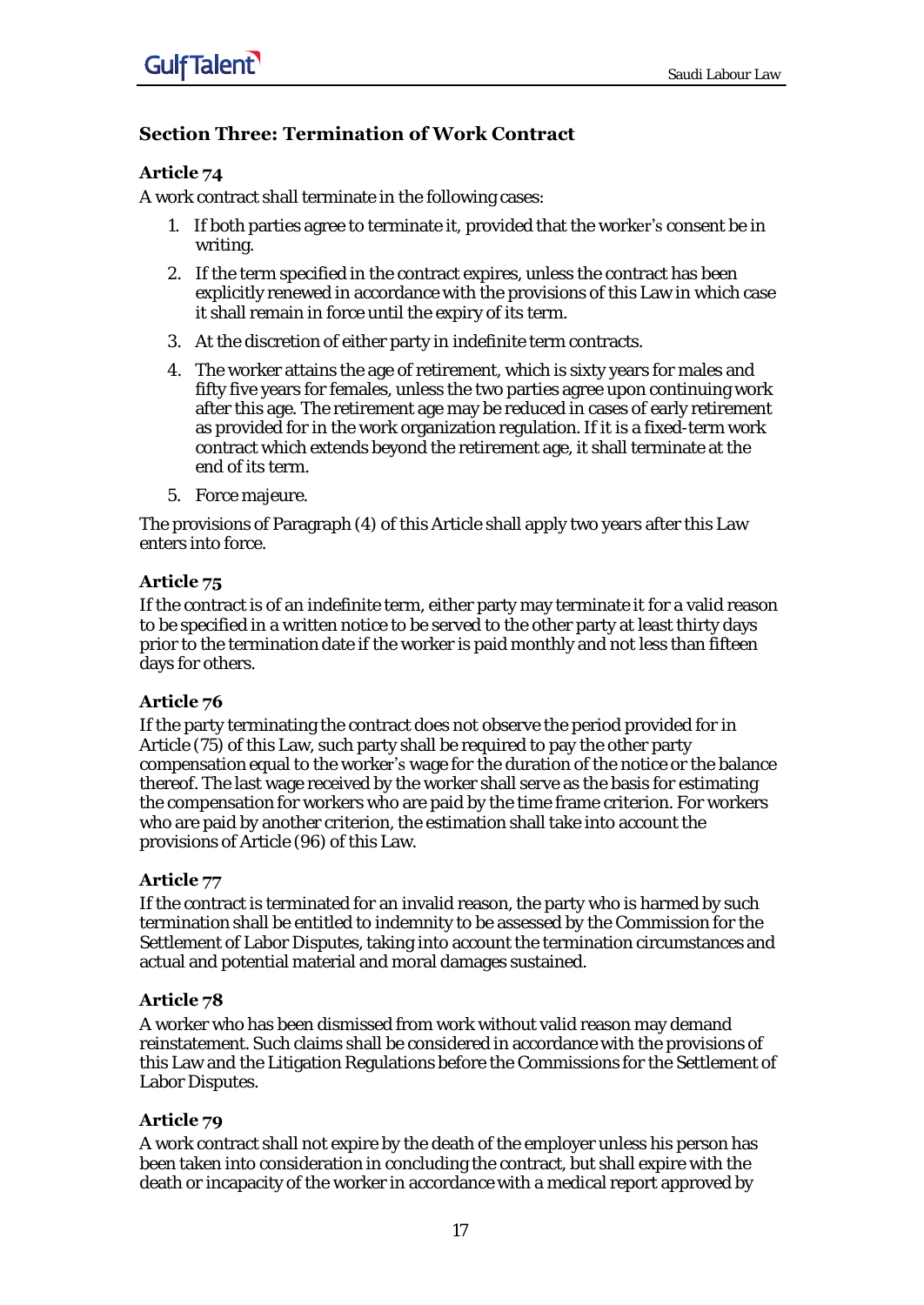## Section Three: Termination of Work Contract

### Article 74

A work contract shall terminate in the following cases:

1. If both parties agree to terminate it, provided that the worker's consent be in writing.
2. If the term specified in the contract expires, unless the contract has been explicitly renewed in accordance with the provisions of this Law in which case it shall remain in force until the expiry of its term.
3. At the discretion of either party in indefinite term contracts.
4. The worker attains the age of retirement, which is sixty years for males and fifty five years for females, unless the two parties agree upon continuing work after this age. The retirement age may be reduced in cases of early retirement as provided for in the work organization regulation. If it is a fixed-term work contract which extends beyond the retirement age, it shall terminate at the end of its term.
5. Force majeure.

The provisions of Paragraph (4) of this Article shall apply two years after this Law enters into force.

### Article 75

If the contract is of an indefinite term, either party may terminate it for a valid reason to be specified in a written notice to be served to the other party at least thirty days prior to the termination date if the worker is paid monthly and not less than fifteen days for others.

### Article 76

If the party terminating the contract does not observe the period provided for in Article (75) of this Law, such party shall be required to pay the other party compensation equal to the worker's wage for the duration of the notice or the balance thereof. The last wage received by the worker shall serve as the basis for estimating the compensation for workers who are paid by the time frame criterion. For workers who are paid by another criterion, the estimation shall take into account the provisions of Article (96) of this Law.

### Article 77

If the contract is terminated for an invalid reason, the party who is harmed by such termination shall be entitled to indemnity to be assessed by the Commission for the Settlement of Labor Disputes, taking into account the termination circumstances and actual and potential material and moral damages sustained.

### Article 78

A worker who has been dismissed from work without valid reason may demand reinstatement. Such claims shall be considered in accordance with the provisions of this Law and the Litigation Regulations before the Commissions for the Settlement of Labor Disputes.

### Article 79

A work contract shall not expire by the death of the employer unless his person has been taken into consideration in concluding the contract, but shall expire with the death or incapacity of the worker in accordance with a medical report approved by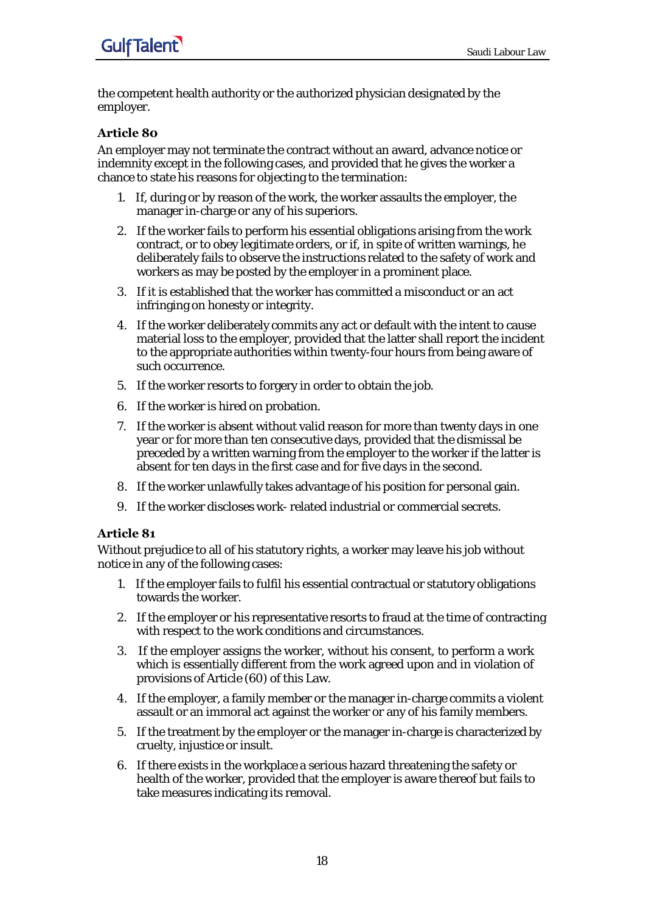the competent health authority or the authorized physician designated by the employer.

### Article 80

An employer may not terminate the contract without an award, advance notice or indemnity except in the following cases, and provided that he gives the worker a chance to state his reasons for objecting to the termination:

1. If, during or by reason of the work, the worker assaults the employer, the manager in-charge or any of his superiors.
2. If the worker fails to perform his essential obligations arising from the work contract, or to obey legitimate orders, or if, in spite of written warnings, he deliberately fails to observe the instructions related to the safety of work and workers as may be posted by the employer in a prominent place.
3. If it is established that the worker has committed a misconduct or an act infringing on honesty or integrity.
4. If the worker deliberately commits any act or default with the intent to cause material loss to the employer, provided that the latter shall report the incident to the appropriate authorities within twenty-four hours from being aware of such occurrence.
5. If the worker resorts to forgery in order to obtain the job.
6. If the worker is hired on probation.
7. If the worker is absent without valid reason for more than twenty days in one year or for more than ten consecutive days, provided that the dismissal be preceded by a written warning from the employer to the worker if the latter is absent for ten days in the first case and for five days in the second.
8. If the worker unlawfully takes advantage of his position for personal gain.
9. If the worker discloses work- related industrial or commercial secrets.

### Article 81

Without prejudice to all of his statutory rights, a worker may leave his job without notice in any of the following cases:

1. If the employer fails to fulfil his essential contractual or statutory obligations towards the worker.
2. If the employer or his representative resorts to fraud at the time of contracting with respect to the work conditions and circumstances.
3. If the employer assigns the worker, without his consent, to perform a work which is essentially different from the work agreed upon and in violation of provisions of Article (60) of this Law.
4. If the employer, a family member or the manager in-charge commits a violent assault or an immoral act against the worker or any of his family members.
5. If the treatment by the employer or the manager in-charge is characterized by cruelty, injustice or insult.
6. If there exists in the workplace a serious hazard threatening the safety or health of the worker, provided that the employer is aware thereof but fails to take measures indicating its removal.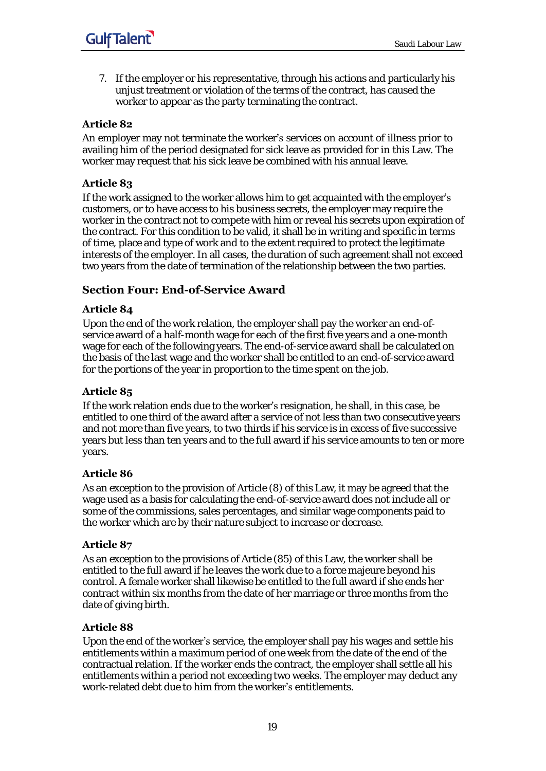7. If the employer or his representative, through his actions and particularly his unjust treatment or violation of the terms of the contract, has caused the worker to appear as the party terminating the contract.

### Article 82

An employer may not terminate the worker's services on account of illness prior to availing him of the period designated for sick leave as provided for in this Law. The worker may request that his sick leave be combined with his annual leave.

### Article 83

If the work assigned to the worker allows him to get acquainted with the employer's customers, or to have access to his business secrets, the employer may require the worker in the contract not to compete with him or reveal his secrets upon expiration of the contract. For this condition to be valid, it shall be in writing and specific in terms of time, place and type of work and to the extent required to protect the legitimate interests of the employer. In all cases, the duration of such agreement shall not exceed two years from the date of termination of the relationship between the two parties.

## Section Four: End-of-Service Award

### Article 84

Upon the end of the work relation, the employer shall pay the worker an end-of-service award of a half-month wage for each of the first five years and a one-month wage for each of the following years. The end-of-service award shall be calculated on the basis of the last wage and the worker shall be entitled to an end-of-service award for the portions of the year in proportion to the time spent on the job.

### Article 85

If the work relation ends due to the worker's resignation, he shall, in this case, be entitled to one third of the award after a service of not less than two consecutive years and not more than five years, to two thirds if his service is in excess of five successive years but less than ten years and to the full award if his service amounts to ten or more years.

### Article 86

As an exception to the provision of Article (8) of this Law, it may be agreed that the wage used as a basis for calculating the end-of-service award does not include all or some of the commissions, sales percentages, and similar wage components paid to the worker which are by their nature subject to increase or decrease.

### Article 87

As an exception to the provisions of Article (85) of this Law, the worker shall be entitled to the full award if he leaves the work due to a force majeure beyond his control. A female worker shall likewise be entitled to the full award if she ends her contract within six months from the date of her marriage or three months from the date of giving birth.

### Article 88

Upon the end of the worker's service, the employer shall pay his wages and settle his entitlements within a maximum period of one week from the date of the end of the contractual relation. If the worker ends the contract, the employer shall settle all his entitlements within a period not exceeding two weeks. The employer may deduct any work-related debt due to him from the worker's entitlements.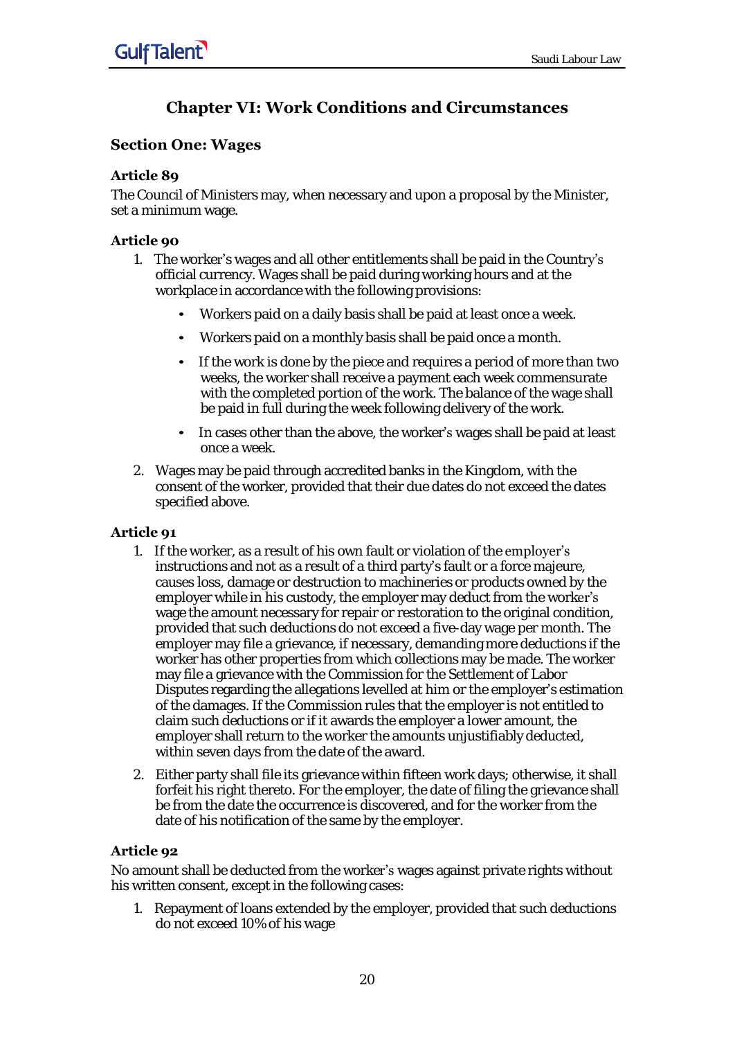## Chapter VI: Work Conditions and Circumstances

### Section One: Wages

#### Article 89

The Council of Ministers may, when necessary and upon a proposal by the Minister, set a minimum wage.

#### Article 90

1. The worker's wages and all other entitlements shall be paid in the Country's official currency. Wages shall be paid during working hours and at the workplace in accordance with the following provisions:
   - Workers paid on a daily basis shall be paid at least once a week.
   - Workers paid on a monthly basis shall be paid once a month.
   - If the work is done by the piece and requires a period of more than two weeks, the worker shall receive a payment each week commensurate with the completed portion of the work. The balance of the wage shall be paid in full during the week following delivery of the work.
   - In cases other than the above, the worker's wages shall be paid at least once a week.
2. Wages may be paid through accredited banks in the Kingdom, with the consent of the worker, provided that their due dates do not exceed the dates specified above.

#### Article 91

1. If the worker, as a result of his own fault or violation of the employer's instructions and not as a result of a third party's fault or a force majeure, causes loss, damage or destruction to machineries or products owned by the employer while in his custody, the employer may deduct from the worker's wage the amount necessary for repair or restoration to the original condition, provided that such deductions do not exceed a five-day wage per month. The employer may file a grievance, if necessary, demanding more deductions if the worker has other properties from which collections may be made. The worker may file a grievance with the Commission for the Settlement of Labor Disputes regarding the allegations levelled at him or the employer's estimation of the damages. If the Commission rules that the employer is not entitled to claim such deductions or if it awards the employer a lower amount, the employer shall return to the worker the amounts unjustifiably deducted, within seven days from the date of the award.
2. Either party shall file its grievance within fifteen work days; otherwise, it shall forfeit his right thereto. For the employer, the date of filing the grievance shall be from the date the occurrence is discovered, and for the worker from the date of his notification of the same by the employer.

#### Article 92

No amount shall be deducted from the worker's wages against private rights without his written consent, except in the following cases:

1. Repayment of loans extended by the employer, provided that such deductions do not exceed 10% of his wage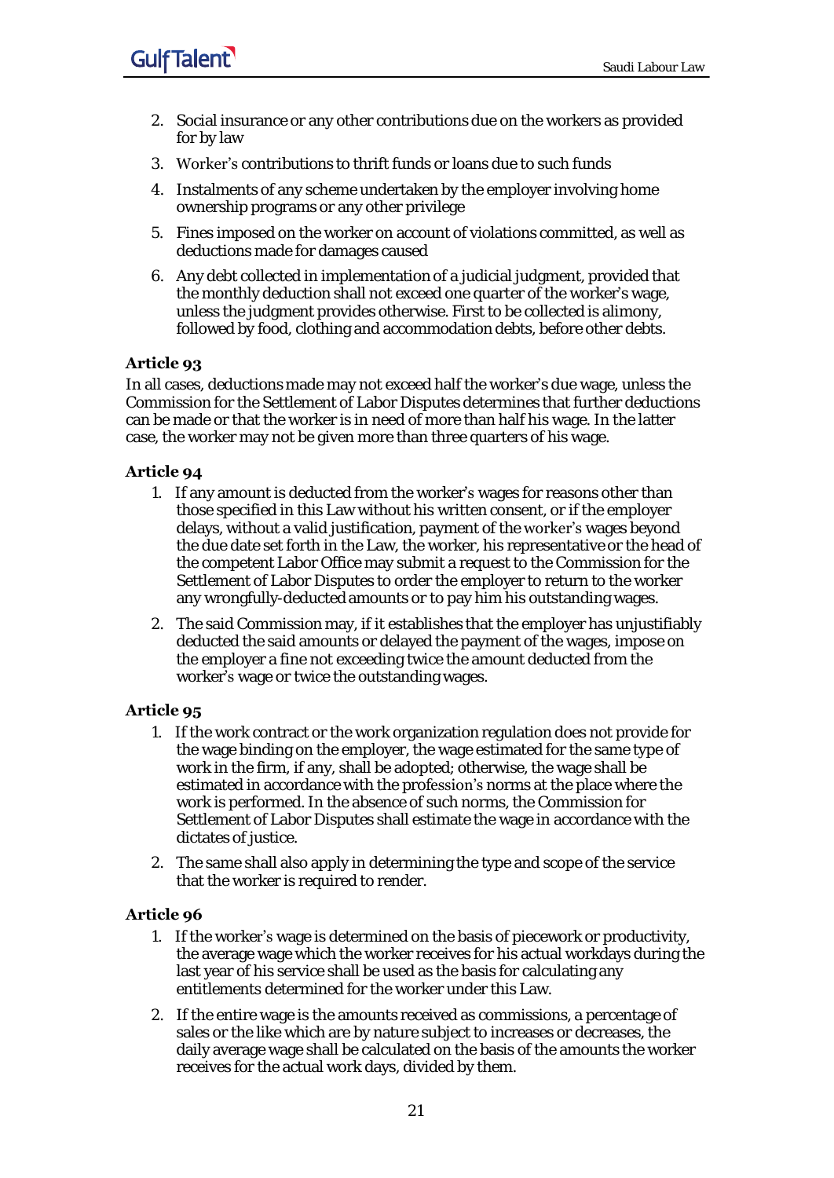2. Social insurance or any other contributions due on the workers as provided for by law
3. Worker's contributions to thrift funds or loans due to such funds
4. Instalments of any scheme undertaken by the employer involving home ownership programs or any other privilege
5. Fines imposed on the worker on account of violations committed, as well as deductions made for damages caused
6. Any debt collected in implementation of a judicial judgment, provided that the monthly deduction shall not exceed one quarter of the worker's wage, unless the judgment provides otherwise. First to be collected is alimony, followed by food, clothing and accommodation debts, before other debts.

### Article 93

In all cases, deductions made may not exceed half the worker's due wage, unless the Commission for the Settlement of Labor Disputes determines that further deductions can be made or that the worker is in need of more than half his wage. In the latter case, the worker may not be given more than three quarters of his wage.

### Article 94

1. If any amount is deducted from the worker's wages for reasons other than those specified in this Law without his written consent, or if the employer delays, without a valid justification, payment of the worker's wages beyond the due date set forth in the Law, the worker, his representative or the head of the competent Labor Office may submit a request to the Commission for the Settlement of Labor Disputes to order the employer to return to the worker any wrongfully-deducted amounts or to pay him his outstanding wages.
2. The said Commission may, if it establishes that the employer has unjustifiably deducted the said amounts or delayed the payment of the wages, impose on the employer a fine not exceeding twice the amount deducted from the worker's wage or twice the outstanding wages.

### Article 95

1. If the work contract or the work organization regulation does not provide for the wage binding on the employer, the wage estimated for the same type of work in the firm, if any, shall be adopted; otherwise, the wage shall be estimated in accordance with the profession's norms at the place where the work is performed. In the absence of such norms, the Commission for Settlement of Labor Disputes shall estimate the wage in accordance with the dictates of justice.
2. The same shall also apply in determining the type and scope of the service that the worker is required to render.

### Article 96

1. If the worker's wage is determined on the basis of piecework or productivity, the average wage which the worker receives for his actual workdays during the last year of his service shall be used as the basis for calculating any entitlements determined for the worker under this Law.
2. If the entire wage is the amounts received as commissions, a percentage of sales or the like which are by nature subject to increases or decreases, the daily average wage shall be calculated on the basis of the amounts the worker receives for the actual work days, divided by them.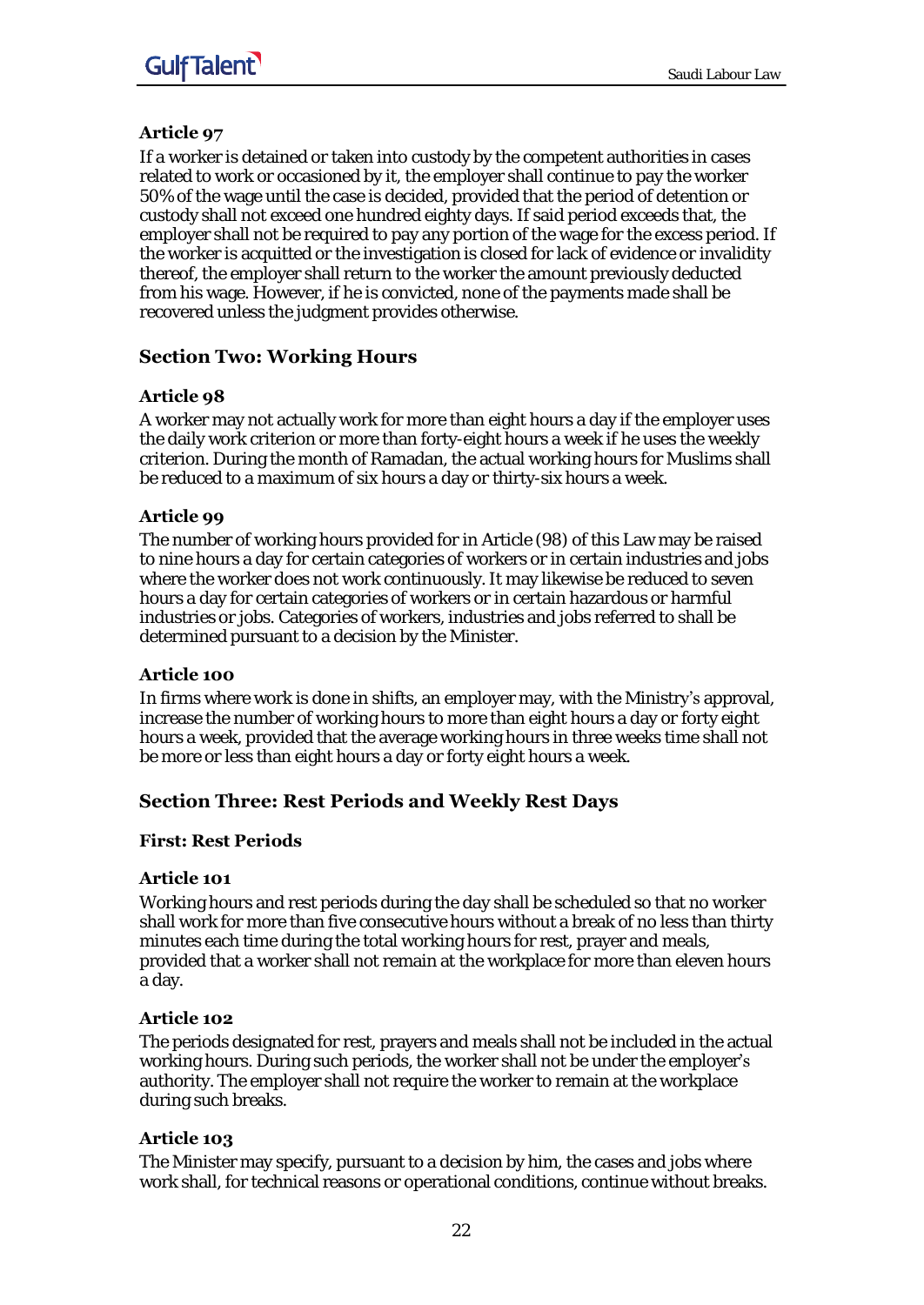### Article 97

If a worker is detained or taken into custody by the competent authorities in cases related to work or occasioned by it, the employer shall continue to pay the worker 50% of the wage until the case is decided, provided that the period of detention or custody shall not exceed one hundred eighty days. If said period exceeds that, the employer shall not be required to pay any portion of the wage for the excess period. If the worker is acquitted or the investigation is closed for lack of evidence or invalidity thereof, the employer shall return to the worker the amount previously deducted from his wage. However, if he is convicted, none of the payments made shall be recovered unless the judgment provides otherwise.

## Section Two: Working Hours

### Article 98

A worker may not actually work for more than eight hours a day if the employer uses the daily work criterion or more than forty-eight hours a week if he uses the weekly criterion. During the month of Ramadan, the actual working hours for Muslims shall be reduced to a maximum of six hours a day or thirty-six hours a week.

### Article 99

The number of working hours provided for in Article (98) of this Law may be raised to nine hours a day for certain categories of workers or in certain industries and jobs where the worker does not work continuously. It may likewise be reduced to seven hours a day for certain categories of workers or in certain hazardous or harmful industries or jobs. Categories of workers, industries and jobs referred to shall be determined pursuant to a decision by the Minister.

### Article 100

In firms where work is done in shifts, an employer may, with the Ministry's approval, increase the number of working hours to more than eight hours a day or forty eight hours a week, provided that the average working hours in three weeks time shall not be more or less than eight hours a day or forty eight hours a week.

## Section Three: Rest Periods and Weekly Rest Days

### First: Rest Periods

### Article 101

Working hours and rest periods during the day shall be scheduled so that no worker shall work for more than five consecutive hours without a break of no less than thirty minutes each time during the total working hours for rest, prayer and meals, provided that a worker shall not remain at the workplace for more than eleven hours a day.

### Article 102

The periods designated for rest, prayers and meals shall not be included in the actual working hours. During such periods, the worker shall not be under the employer's authority. The employer shall not require the worker to remain at the workplace during such breaks.

### Article 103

The Minister may specify, pursuant to a decision by him, the cases and jobs where work shall, for technical reasons or operational conditions, continue without breaks.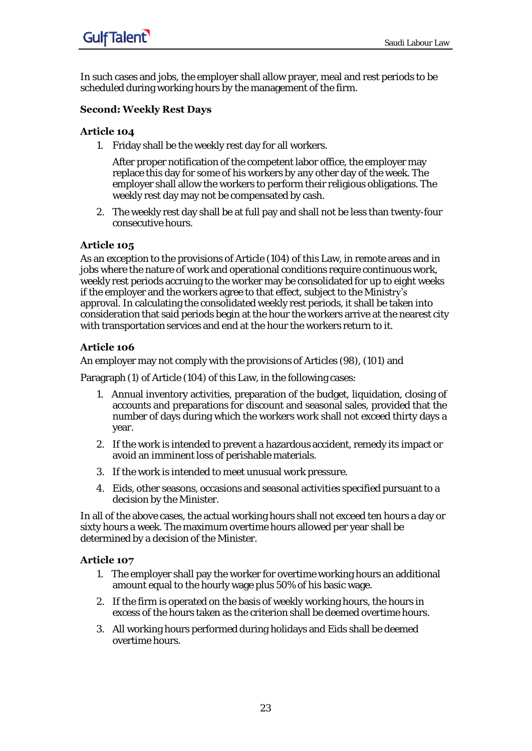In such cases and jobs, the employer shall allow prayer, meal and rest periods to be scheduled during working hours by the management of the firm.

### Second: Weekly Rest Days

#### Article 104

1. Friday shall be the weekly rest day for all workers.

   After proper notification of the competent labor office, the employer may replace this day for some of his workers by any other day of the week. The employer shall allow the workers to perform their religious obligations. The weekly rest day may not be compensated by cash.

2. The weekly rest day shall be at full pay and shall not be less than twenty-four consecutive hours.

#### Article 105

As an exception to the provisions of Article (104) of this Law, in remote areas and in jobs where the nature of work and operational conditions require continuous work, weekly rest periods accruing to the worker may be consolidated for up to eight weeks if the employer and the workers agree to that effect, subject to the Ministry's approval. In calculating the consolidated weekly rest periods, it shall be taken into consideration that said periods begin at the hour the workers arrive at the nearest city with transportation services and end at the hour the workers return to it.

#### Article 106

An employer may not comply with the provisions of Articles (98), (101) and

Paragraph (1) of Article (104) of this Law, in the following cases:

1. Annual inventory activities, preparation of the budget, liquidation, closing of accounts and preparations for discount and seasonal sales, provided that the number of days during which the workers work shall not exceed thirty days a year.
2. If the work is intended to prevent a hazardous accident, remedy its impact or avoid an imminent loss of perishable materials.
3. If the work is intended to meet unusual work pressure.
4. Eids, other seasons, occasions and seasonal activities specified pursuant to a decision by the Minister.

In all of the above cases, the actual working hours shall not exceed ten hours a day or sixty hours a week. The maximum overtime hours allowed per year shall be determined by a decision of the Minister.

#### Article 107

1. The employer shall pay the worker for overtime working hours an additional amount equal to the hourly wage plus 50% of his basic wage.
2. If the firm is operated on the basis of weekly working hours, the hours in excess of the hours taken as the criterion shall be deemed overtime hours.
3. All working hours performed during holidays and Eids shall be deemed overtime hours.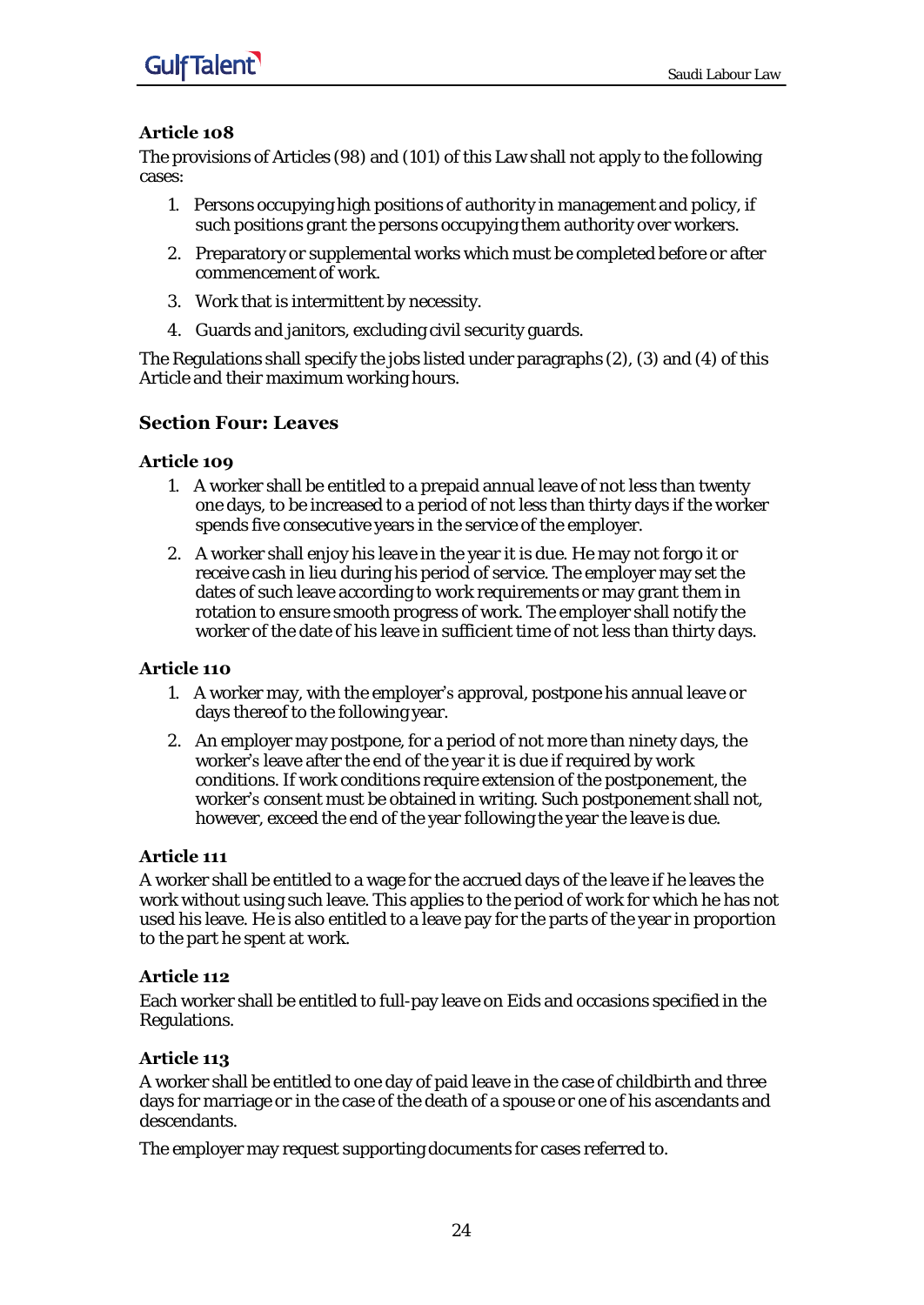### Article 108

The provisions of Articles (98) and (101) of this Law shall not apply to the following cases:

1. Persons occupying high positions of authority in management and policy, if such positions grant the persons occupying them authority over workers.
2. Preparatory or supplemental works which must be completed before or after commencement of work.
3. Work that is intermittent by necessity.
4. Guards and janitors, excluding civil security guards.

The Regulations shall specify the jobs listed under paragraphs (2), (3) and (4) of this Article and their maximum working hours.

## Section Four: Leaves

### Article 109

1. A worker shall be entitled to a prepaid annual leave of not less than twenty one days, to be increased to a period of not less than thirty days if the worker spends five consecutive years in the service of the employer.
2. A worker shall enjoy his leave in the year it is due. He may not forgo it or receive cash in lieu during his period of service. The employer may set the dates of such leave according to work requirements or may grant them in rotation to ensure smooth progress of work. The employer shall notify the worker of the date of his leave in sufficient time of not less than thirty days.

### Article 110

1. A worker may, with the employer's approval, postpone his annual leave or days thereof to the following year.
2. An employer may postpone, for a period of not more than ninety days, the worker's leave after the end of the year it is due if required by work conditions. If work conditions require extension of the postponement, the worker's consent must be obtained in writing. Such postponement shall not, however, exceed the end of the year following the year the leave is due.

### Article 111

A worker shall be entitled to a wage for the accrued days of the leave if he leaves the work without using such leave. This applies to the period of work for which he has not used his leave. He is also entitled to a leave pay for the parts of the year in proportion to the part he spent at work.

### Article 112

Each worker shall be entitled to full-pay leave on Eids and occasions specified in the Regulations.

### Article 113

A worker shall be entitled to one day of paid leave in the case of childbirth and three days for marriage or in the case of the death of a spouse or one of his ascendants and descendants.

The employer may request supporting documents for cases referred to.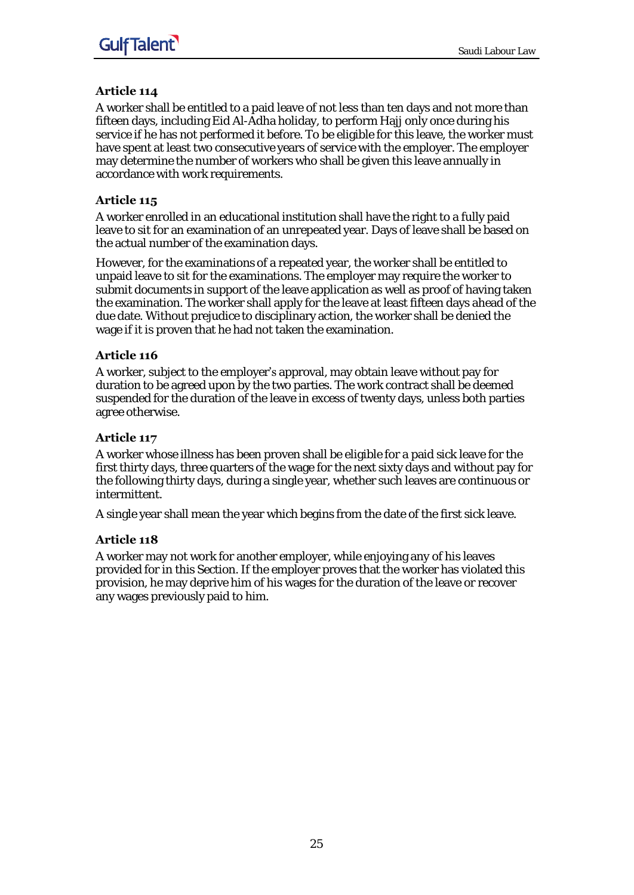### Article 114

A worker shall be entitled to a paid leave of not less than ten days and not more than fifteen days, including Eid Al-Adha holiday, to perform Hajj only once during his service if he has not performed it before. To be eligible for this leave, the worker must have spent at least two consecutive years of service with the employer. The employer may determine the number of workers who shall be given this leave annually in accordance with work requirements.

### Article 115

A worker enrolled in an educational institution shall have the right to a fully paid leave to sit for an examination of an unrepeated year. Days of leave shall be based on the actual number of the examination days.

However, for the examinations of a repeated year, the worker shall be entitled to unpaid leave to sit for the examinations. The employer may require the worker to submit documents in support of the leave application as well as proof of having taken the examination. The worker shall apply for the leave at least fifteen days ahead of the due date. Without prejudice to disciplinary action, the worker shall be denied the wage if it is proven that he had not taken the examination.

### Article 116

A worker, subject to the employer's approval, may obtain leave without pay for duration to be agreed upon by the two parties. The work contract shall be deemed suspended for the duration of the leave in excess of twenty days, unless both parties agree otherwise.

### Article 117

A worker whose illness has been proven shall be eligible for a paid sick leave for the first thirty days, three quarters of the wage for the next sixty days and without pay for the following thirty days, during a single year, whether such leaves are continuous or intermittent.

A single year shall mean the year which begins from the date of the first sick leave.

### Article 118

A worker may not work for another employer, while enjoying any of his leaves provided for in this Section. If the employer proves that the worker has violated this provision, he may deprive him of his wages for the duration of the leave or recover any wages previously paid to him.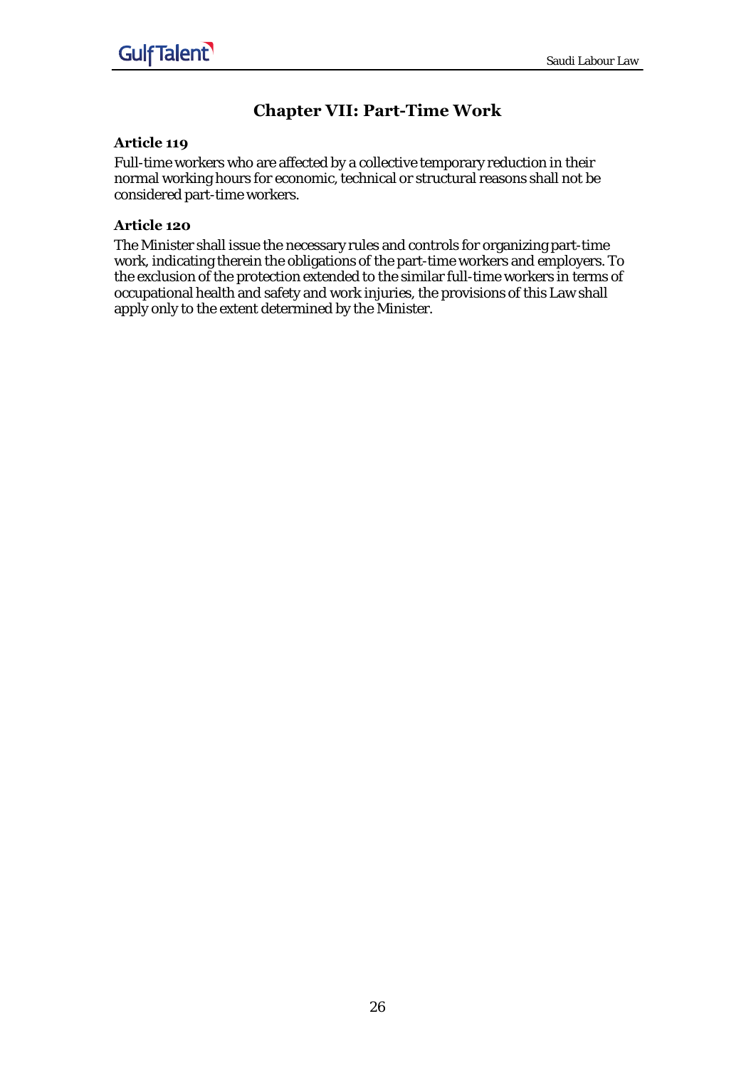## Chapter VII: Part-Time Work

### Article 119

Full-time workers who are affected by a collective temporary reduction in their normal working hours for economic, technical or structural reasons shall not be considered part-time workers.

### Article 120

The Minister shall issue the necessary rules and controls for organizing part-time work, indicating therein the obligations of the part-time workers and employers. To the exclusion of the protection extended to the similar full-time workers in terms of occupational health and safety and work injuries, the provisions of this Law shall apply only to the extent determined by the Minister.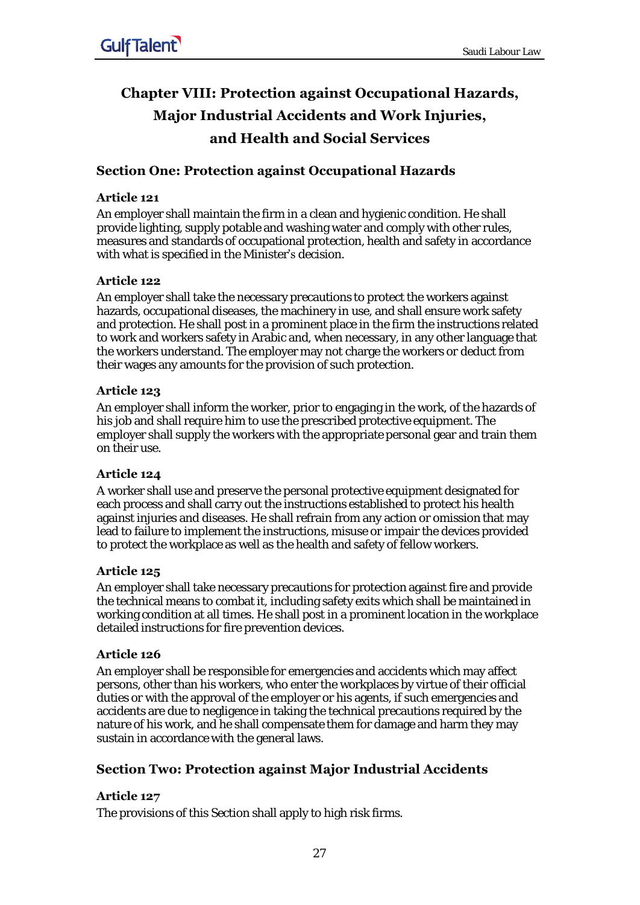# Chapter VIII: Protection against Occupational Hazards, Major Industrial Accidents and Work Injuries, and Health and Social Services

## Section One: Protection against Occupational Hazards

### Article 121

An employer shall maintain the firm in a clean and hygienic condition. He shall provide lighting, supply potable and washing water and comply with other rules, measures and standards of occupational protection, health and safety in accordance with what is specified in the Minister's decision.

### Article 122

An employer shall take the necessary precautions to protect the workers against hazards, occupational diseases, the machinery in use, and shall ensure work safety and protection. He shall post in a prominent place in the firm the instructions related to work and workers safety in Arabic and, when necessary, in any other language that the workers understand. The employer may not charge the workers or deduct from their wages any amounts for the provision of such protection.

### Article 123

An employer shall inform the worker, prior to engaging in the work, of the hazards of his job and shall require him to use the prescribed protective equipment. The employer shall supply the workers with the appropriate personal gear and train them on their use.

### Article 124

A worker shall use and preserve the personal protective equipment designated for each process and shall carry out the instructions established to protect his health against injuries and diseases. He shall refrain from any action or omission that may lead to failure to implement the instructions, misuse or impair the devices provided to protect the workplace as well as the health and safety of fellow workers.

### Article 125

An employer shall take necessary precautions for protection against fire and provide the technical means to combat it, including safety exits which shall be maintained in working condition at all times. He shall post in a prominent location in the workplace detailed instructions for fire prevention devices.

### Article 126

An employer shall be responsible for emergencies and accidents which may affect persons, other than his workers, who enter the workplaces by virtue of their official duties or with the approval of the employer or his agents, if such emergencies and accidents are due to negligence in taking the technical precautions required by the nature of his work, and he shall compensate them for damage and harm they may sustain in accordance with the general laws.

## Section Two: Protection against Major Industrial Accidents

### Article 127

The provisions of this Section shall apply to high risk firms.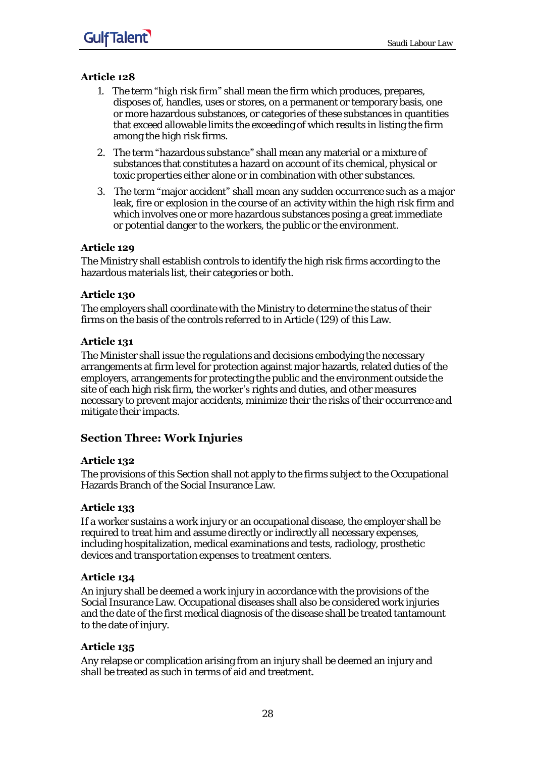### Article 128

1. The term "high risk firm" shall mean the firm which produces, prepares, disposes of, handles, uses or stores, on a permanent or temporary basis, one or more hazardous substances, or categories of these substances in quantities that exceed allowable limits the exceeding of which results in listing the firm among the high risk firms.
2. The term "hazardous substance" shall mean any material or a mixture of substances that constitutes a hazard on account of its chemical, physical or toxic properties either alone or in combination with other substances.
3. The term "major accident" shall mean any sudden occurrence such as a major leak, fire or explosion in the course of an activity within the high risk firm and which involves one or more hazardous substances posing a great immediate or potential danger to the workers, the public or the environment.

### Article 129

The Ministry shall establish controls to identify the high risk firms according to the hazardous materials list, their categories or both.

### Article 130

The employers shall coordinate with the Ministry to determine the status of their firms on the basis of the controls referred to in Article (129) of this Law.

### Article 131

The Minister shall issue the regulations and decisions embodying the necessary arrangements at firm level for protection against major hazards, related duties of the employers, arrangements for protecting the public and the environment outside the site of each high risk firm, the worker's rights and duties, and other measures necessary to prevent major accidents, minimize their the risks of their occurrence and mitigate their impacts.

## Section Three: Work Injuries

### Article 132

The provisions of this Section shall not apply to the firms subject to the Occupational Hazards Branch of the Social Insurance Law.

### Article 133

If a worker sustains a work injury or an occupational disease, the employer shall be required to treat him and assume directly or indirectly all necessary expenses, including hospitalization, medical examinations and tests, radiology, prosthetic devices and transportation expenses to treatment centers.

### Article 134

An injury shall be deemed a work injury in accordance with the provisions of the Social Insurance Law. Occupational diseases shall also be considered work injuries and the date of the first medical diagnosis of the disease shall be treated tantamount to the date of injury.

### Article 135

Any relapse or complication arising from an injury shall be deemed an injury and shall be treated as such in terms of aid and treatment.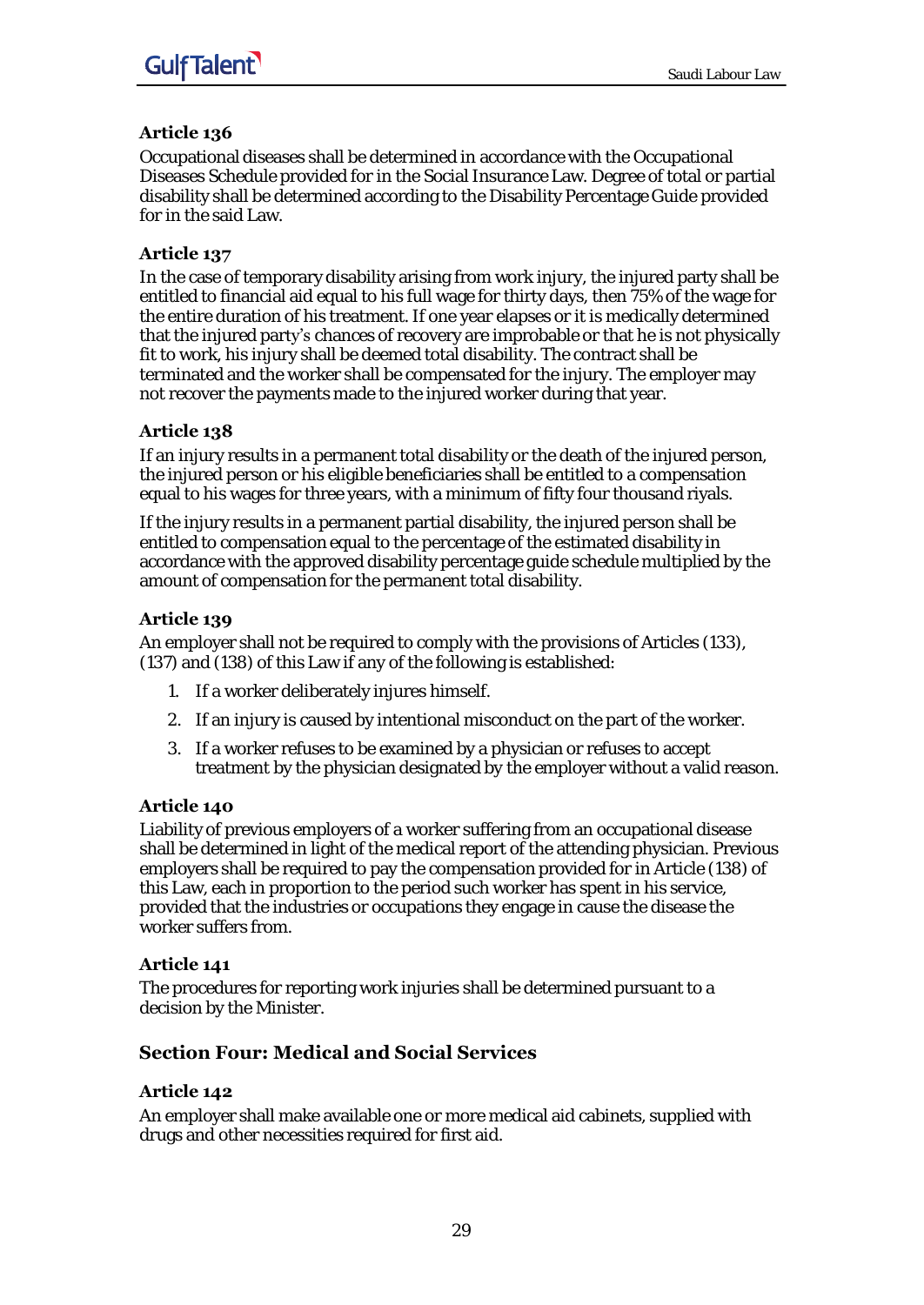### Article 136

Occupational diseases shall be determined in accordance with the Occupational Diseases Schedule provided for in the Social Insurance Law. Degree of total or partial disability shall be determined according to the Disability Percentage Guide provided for in the said Law.

### Article 137

In the case of temporary disability arising from work injury, the injured party shall be entitled to financial aid equal to his full wage for thirty days, then 75% of the wage for the entire duration of his treatment. If one year elapses or it is medically determined that the injured party's chances of recovery are improbable or that he is not physically fit to work, his injury shall be deemed total disability. The contract shall be terminated and the worker shall be compensated for the injury. The employer may not recover the payments made to the injured worker during that year.

### Article 138

If an injury results in a permanent total disability or the death of the injured person, the injured person or his eligible beneficiaries shall be entitled to a compensation equal to his wages for three years, with a minimum of fifty four thousand riyals.

If the injury results in a permanent partial disability, the injured person shall be entitled to compensation equal to the percentage of the estimated disability in accordance with the approved disability percentage guide schedule multiplied by the amount of compensation for the permanent total disability.

### Article 139

An employer shall not be required to comply with the provisions of Articles (133), (137) and (138) of this Law if any of the following is established:

1. If a worker deliberately injures himself.
2. If an injury is caused by intentional misconduct on the part of the worker.
3. If a worker refuses to be examined by a physician or refuses to accept treatment by the physician designated by the employer without a valid reason.

### Article 140

Liability of previous employers of a worker suffering from an occupational disease shall be determined in light of the medical report of the attending physician. Previous employers shall be required to pay the compensation provided for in Article (138) of this Law, each in proportion to the period such worker has spent in his service, provided that the industries or occupations they engage in cause the disease the worker suffers from.

### Article 141

The procedures for reporting work injuries shall be determined pursuant to a decision by the Minister.

## Section Four: Medical and Social Services

### Article 142

An employer shall make available one or more medical aid cabinets, supplied with drugs and other necessities required for first aid.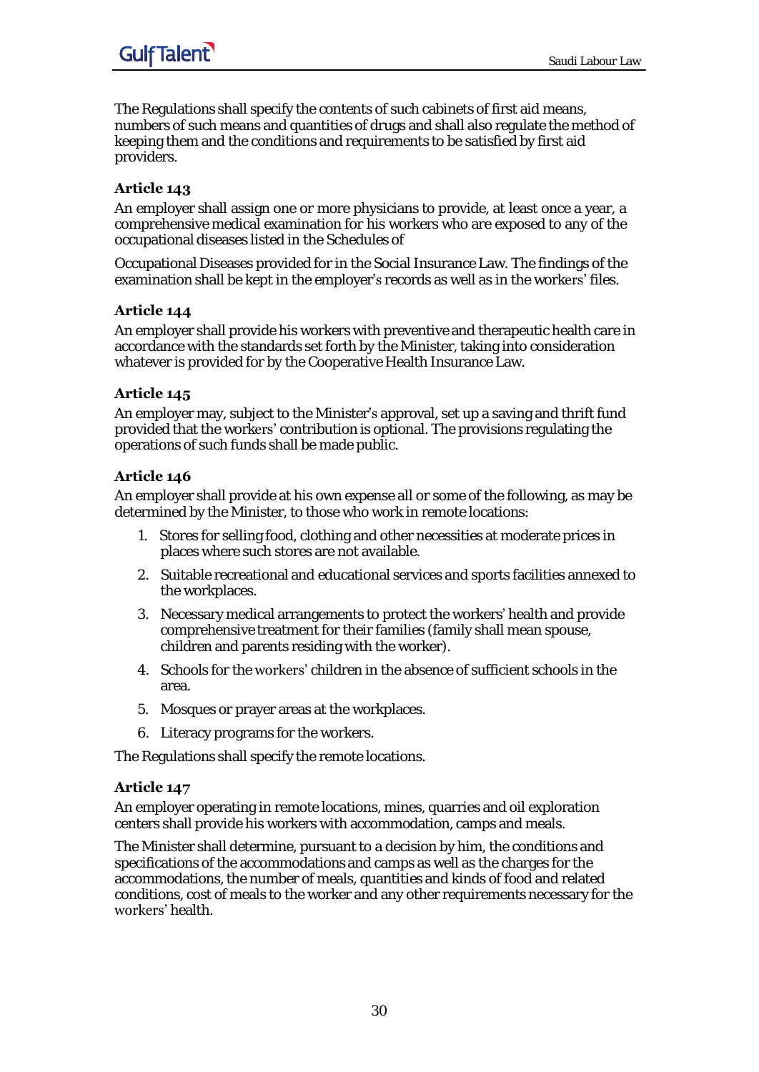The Regulations shall specify the contents of such cabinets of first aid means, numbers of such means and quantities of drugs and shall also regulate the method of keeping them and the conditions and requirements to be satisfied by first aid providers.

### Article 143

An employer shall assign one or more physicians to provide, at least once a year, a comprehensive medical examination for his workers who are exposed to any of the occupational diseases listed in the Schedules of

Occupational Diseases provided for in the Social Insurance Law. The findings of the examination shall be kept in the employer's records as well as in the workers' files.

### Article 144

An employer shall provide his workers with preventive and therapeutic health care in accordance with the standards set forth by the Minister, taking into consideration whatever is provided for by the Cooperative Health Insurance Law.

### Article 145

An employer may, subject to the Minister's approval, set up a saving and thrift fund provided that the workers' contribution is optional. The provisions regulating the operations of such funds shall be made public.

### Article 146

An employer shall provide at his own expense all or some of the following, as may be determined by the Minister, to those who work in remote locations:

1. Stores for selling food, clothing and other necessities at moderate prices in places where such stores are not available.
2. Suitable recreational and educational services and sports facilities annexed to the workplaces.
3. Necessary medical arrangements to protect the workers' health and provide comprehensive treatment for their families (family shall mean spouse, children and parents residing with the worker).
4. Schools for the workers' children in the absence of sufficient schools in the area.
5. Mosques or prayer areas at the workplaces.
6. Literacy programs for the workers.

The Regulations shall specify the remote locations.

### Article 147

An employer operating in remote locations, mines, quarries and oil exploration centers shall provide his workers with accommodation, camps and meals.

The Minister shall determine, pursuant to a decision by him, the conditions and specifications of the accommodations and camps as well as the charges for the accommodations, the number of meals, quantities and kinds of food and related conditions, cost of meals to the worker and any other requirements necessary for the workers' health.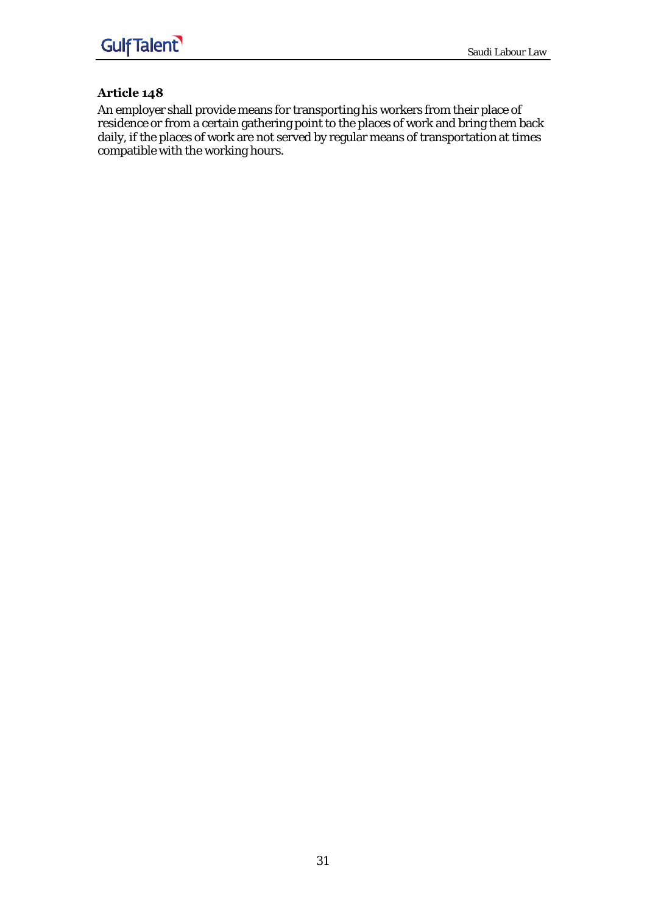### Article 148

An employer shall provide means for transporting his workers from their place of residence or from a certain gathering point to the places of work and bring them back daily, if the places of work are not served by regular means of transportation at times compatible with the working hours.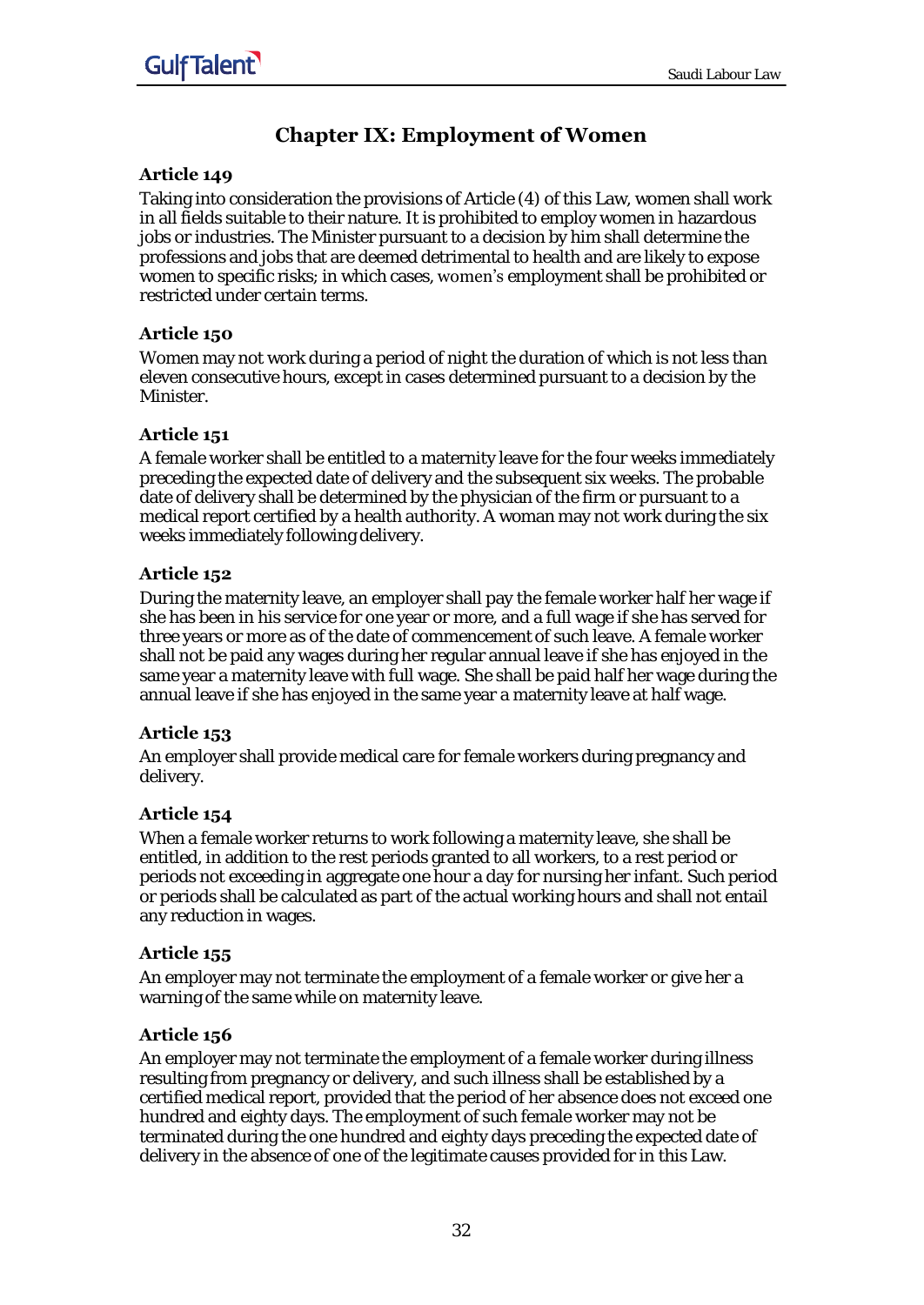## Chapter IX: Employment of Women

### Article 149

Taking into consideration the provisions of Article (4) of this Law, women shall work in all fields suitable to their nature. It is prohibited to employ women in hazardous jobs or industries. The Minister pursuant to a decision by him shall determine the professions and jobs that are deemed detrimental to health and are likely to expose women to specific risks; in which cases, women's employment shall be prohibited or restricted under certain terms.

### Article 150

Women may not work during a period of night the duration of which is not less than eleven consecutive hours, except in cases determined pursuant to a decision by the Minister.

### Article 151

A female worker shall be entitled to a maternity leave for the four weeks immediately preceding the expected date of delivery and the subsequent six weeks. The probable date of delivery shall be determined by the physician of the firm or pursuant to a medical report certified by a health authority. A woman may not work during the six weeks immediately following delivery.

### Article 152

During the maternity leave, an employer shall pay the female worker half her wage if she has been in his service for one year or more, and a full wage if she has served for three years or more as of the date of commencement of such leave. A female worker shall not be paid any wages during her regular annual leave if she has enjoyed in the same year a maternity leave with full wage. She shall be paid half her wage during the annual leave if she has enjoyed in the same year a maternity leave at half wage.

### Article 153

An employer shall provide medical care for female workers during pregnancy and delivery.

### Article 154

When a female worker returns to work following a maternity leave, she shall be entitled, in addition to the rest periods granted to all workers, to a rest period or periods not exceeding in aggregate one hour a day for nursing her infant. Such period or periods shall be calculated as part of the actual working hours and shall not entail any reduction in wages.

### Article 155

An employer may not terminate the employment of a female worker or give her a warning of the same while on maternity leave.

### Article 156

An employer may not terminate the employment of a female worker during illness resulting from pregnancy or delivery, and such illness shall be established by a certified medical report, provided that the period of her absence does not exceed one hundred and eighty days. The employment of such female worker may not be terminated during the one hundred and eighty days preceding the expected date of delivery in the absence of one of the legitimate causes provided for in this Law.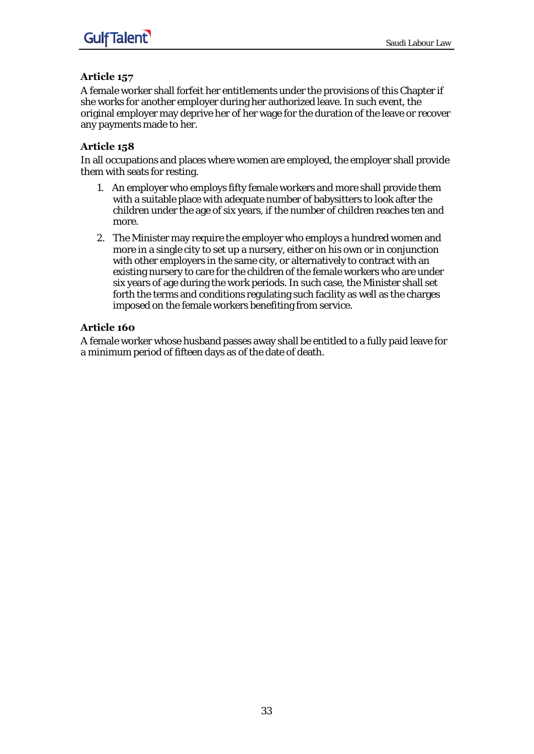### Article 157

A female worker shall forfeit her entitlements under the provisions of this Chapter if she works for another employer during her authorized leave. In such event, the original employer may deprive her of her wage for the duration of the leave or recover any payments made to her.

### Article 158

In all occupations and places where women are employed, the employer shall provide them with seats for resting.

1. An employer who employs fifty female workers and more shall provide them with a suitable place with adequate number of babysitters to look after the children under the age of six years, if the number of children reaches ten and more.
2. The Minister may require the employer who employs a hundred women and more in a single city to set up a nursery, either on his own or in conjunction with other employers in the same city, or alternatively to contract with an existing nursery to care for the children of the female workers who are under six years of age during the work periods. In such case, the Minister shall set forth the terms and conditions regulating such facility as well as the charges imposed on the female workers benefiting from service.

### Article 160

A female worker whose husband passes away shall be entitled to a fully paid leave for a minimum period of fifteen days as of the date of death.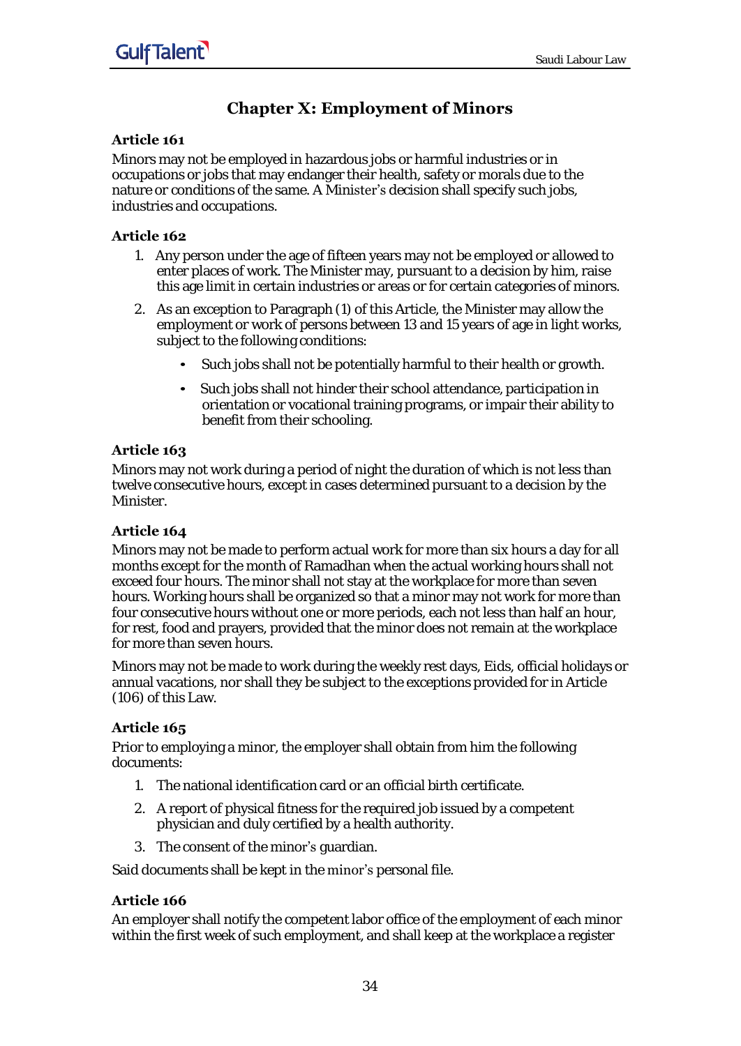## Chapter X: Employment of Minors

### Article 161

Minors may not be employed in hazardous jobs or harmful industries or in occupations or jobs that may endanger their health, safety or morals due to the nature or conditions of the same. A Minister's decision shall specify such jobs, industries and occupations.

### Article 162

1. Any person under the age of fifteen years may not be employed or allowed to enter places of work. The Minister may, pursuant to a decision by him, raise this age limit in certain industries or areas or for certain categories of minors.
2. As an exception to Paragraph (1) of this Article, the Minister may allow the employment or work of persons between 13 and 15 years of age in light works, subject to the following conditions:
   - Such jobs shall not be potentially harmful to their health or growth.
   - Such jobs shall not hinder their school attendance, participation in orientation or vocational training programs, or impair their ability to benefit from their schooling.

### Article 163

Minors may not work during a period of night the duration of which is not less than twelve consecutive hours, except in cases determined pursuant to a decision by the Minister.

### Article 164

Minors may not be made to perform actual work for more than six hours a day for all months except for the month of Ramadhan when the actual working hours shall not exceed four hours. The minor shall not stay at the workplace for more than seven hours. Working hours shall be organized so that a minor may not work for more than four consecutive hours without one or more periods, each not less than half an hour, for rest, food and prayers, provided that the minor does not remain at the workplace for more than seven hours.

Minors may not be made to work during the weekly rest days, Eids, official holidays or annual vacations, nor shall they be subject to the exceptions provided for in Article (106) of this Law.

### Article 165

Prior to employing a minor, the employer shall obtain from him the following documents:

1. The national identification card or an official birth certificate.
2. A report of physical fitness for the required job issued by a competent physician and duly certified by a health authority.
3. The consent of the minor's guardian.

Said documents shall be kept in the minor's personal file.

### Article 166

An employer shall notify the competent labor office of the employment of each minor within the first week of such employment, and shall keep at the workplace a register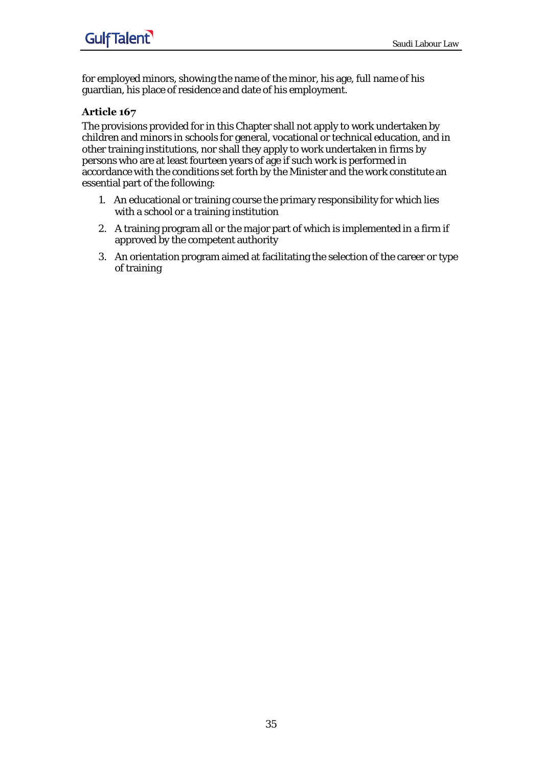for employed minors, showing the name of the minor, his age, full name of his guardian, his place of residence and date of his employment.

### Article 167

The provisions provided for in this Chapter shall not apply to work undertaken by children and minors in schools for general, vocational or technical education, and in other training institutions, nor shall they apply to work undertaken in firms by persons who are at least fourteen years of age if such work is performed in accordance with the conditions set forth by the Minister and the work constitute an essential part of the following:

1. An educational or training course the primary responsibility for which lies with a school or a training institution
2. A training program all or the major part of which is implemented in a firm if approved by the competent authority
3. An orientation program aimed at facilitating the selection of the career or type of training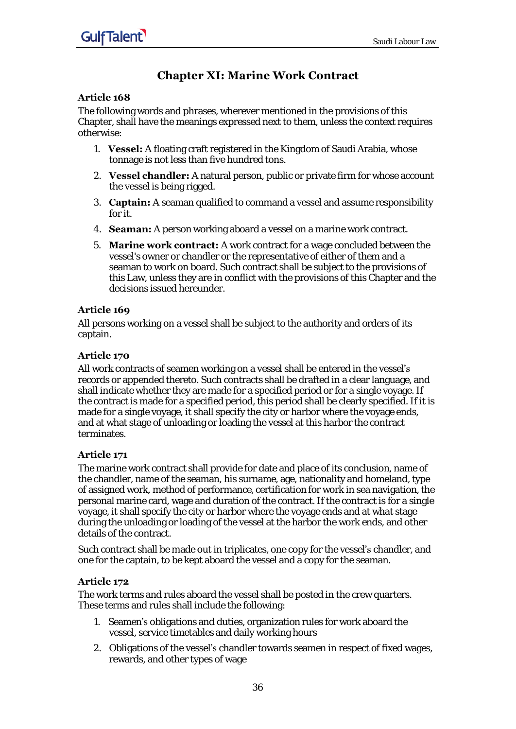## Chapter XI: Marine Work Contract

### Article 168

The following words and phrases, wherever mentioned in the provisions of this Chapter, shall have the meanings expressed next to them, unless the context requires otherwise:

1. **Vessel:** A floating craft registered in the Kingdom of Saudi Arabia, whose tonnage is not less than five hundred tons.
2. **Vessel chandler:** A natural person, public or private firm for whose account the vessel is being rigged.
3. **Captain:** A seaman qualified to command a vessel and assume responsibility for it.
4. **Seaman:** A person working aboard a vessel on a marine work contract.
5. **Marine work contract:** A work contract for a wage concluded between the vessel's owner or chandler or the representative of either of them and a seaman to work on board. Such contract shall be subject to the provisions of this Law, unless they are in conflict with the provisions of this Chapter and the decisions issued hereunder.

### Article 169

All persons working on a vessel shall be subject to the authority and orders of its captain.

### Article 170

All work contracts of seamen working on a vessel shall be entered in the vessel's records or appended thereto. Such contracts shall be drafted in a clear language, and shall indicate whether they are made for a specified period or for a single voyage. If the contract is made for a specified period, this period shall be clearly specified. If it is made for a single voyage, it shall specify the city or harbor where the voyage ends, and at what stage of unloading or loading the vessel at this harbor the contract terminates.

### Article 171

The marine work contract shall provide for date and place of its conclusion, name of the chandler, name of the seaman, his surname, age, nationality and homeland, type of assigned work, method of performance, certification for work in sea navigation, the personal marine card, wage and duration of the contract. If the contract is for a single voyage, it shall specify the city or harbor where the voyage ends and at what stage during the unloading or loading of the vessel at the harbor the work ends, and other details of the contract.

Such contract shall be made out in triplicates, one copy for the vessel's chandler, and one for the captain, to be kept aboard the vessel and a copy for the seaman.

### Article 172

The work terms and rules aboard the vessel shall be posted in the crew quarters. These terms and rules shall include the following:

1. Seamen's obligations and duties, organization rules for work aboard the vessel, service timetables and daily working hours
2. Obligations of the vessel's chandler towards seamen in respect of fixed wages, rewards, and other types of wage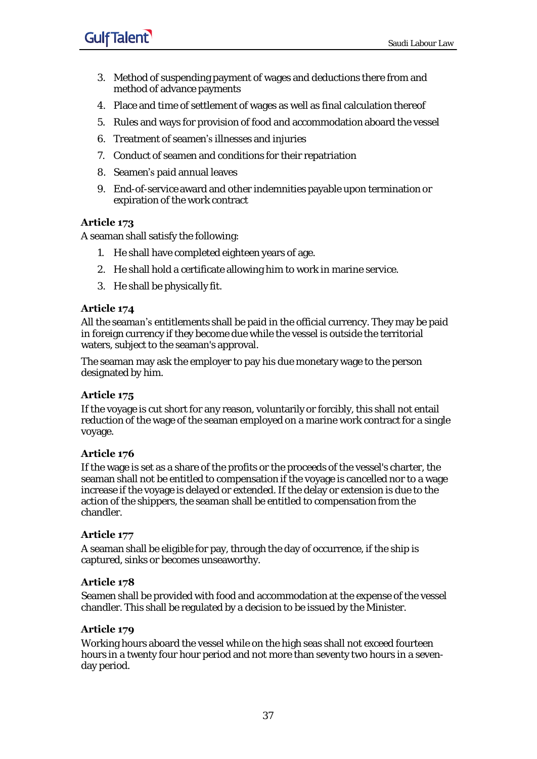3. Method of suspending payment of wages and deductions there from and method of advance payments
4. Place and time of settlement of wages as well as final calculation thereof
5. Rules and ways for provision of food and accommodation aboard the vessel
6. Treatment of seamen's illnesses and injuries
7. Conduct of seamen and conditions for their repatriation
8. Seamen's paid annual leaves
9. End-of-service award and other indemnities payable upon termination or expiration of the work contract

### Article 173

A seaman shall satisfy the following:

1. He shall have completed eighteen years of age.
2. He shall hold a certificate allowing him to work in marine service.
3. He shall be physically fit.

### Article 174

All the seaman's entitlements shall be paid in the official currency. They may be paid in foreign currency if they become due while the vessel is outside the territorial waters, subject to the seaman's approval.

The seaman may ask the employer to pay his due monetary wage to the person designated by him.

### Article 175

If the voyage is cut short for any reason, voluntarily or forcibly, this shall not entail reduction of the wage of the seaman employed on a marine work contract for a single voyage.

### Article 176

If the wage is set as a share of the profits or the proceeds of the vessel's charter, the seaman shall not be entitled to compensation if the voyage is cancelled nor to a wage increase if the voyage is delayed or extended. If the delay or extension is due to the action of the shippers, the seaman shall be entitled to compensation from the chandler.

### Article 177

A seaman shall be eligible for pay, through the day of occurrence, if the ship is captured, sinks or becomes unseaworthy.

### Article 178

Seamen shall be provided with food and accommodation at the expense of the vessel chandler. This shall be regulated by a decision to be issued by the Minister.

### Article 179

Working hours aboard the vessel while on the high seas shall not exceed fourteen hours in a twenty four hour period and not more than seventy two hours in a seven-day period.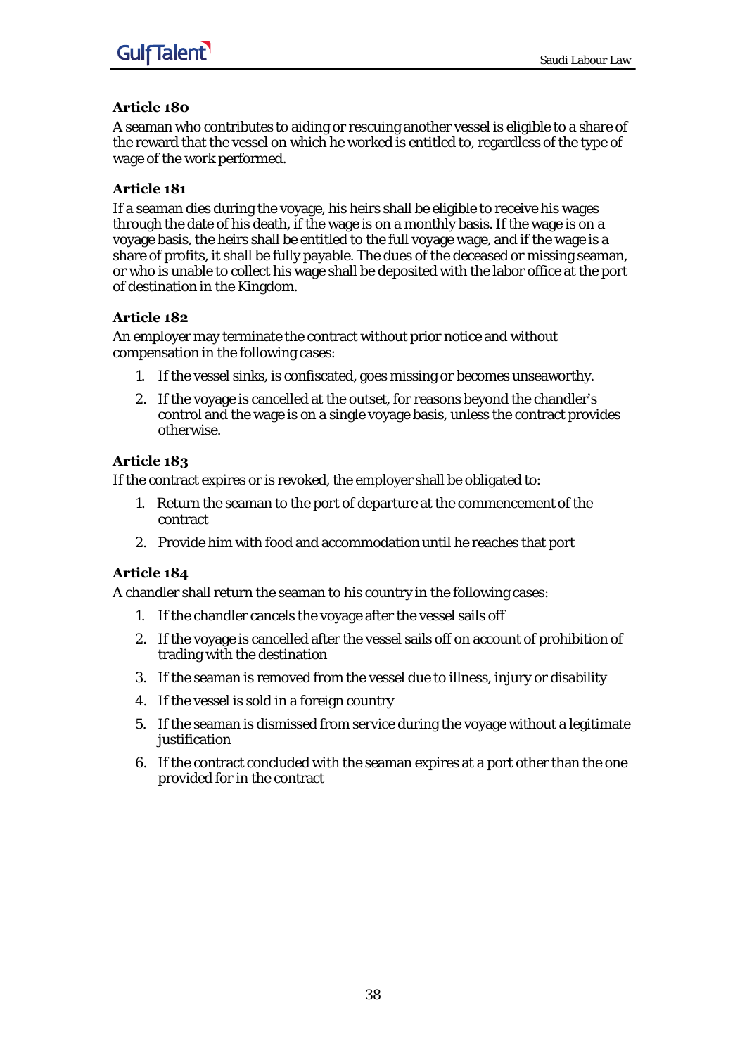### Article 180

A seaman who contributes to aiding or rescuing another vessel is eligible to a share of the reward that the vessel on which he worked is entitled to, regardless of the type of wage of the work performed.

### Article 181

If a seaman dies during the voyage, his heirs shall be eligible to receive his wages through the date of his death, if the wage is on a monthly basis. If the wage is on a voyage basis, the heirs shall be entitled to the full voyage wage, and if the wage is a share of profits, it shall be fully payable. The dues of the deceased or missing seaman, or who is unable to collect his wage shall be deposited with the labor office at the port of destination in the Kingdom.

### Article 182

An employer may terminate the contract without prior notice and without compensation in the following cases:

1. If the vessel sinks, is confiscated, goes missing or becomes unseaworthy.
2. If the voyage is cancelled at the outset, for reasons beyond the chandler's control and the wage is on a single voyage basis, unless the contract provides otherwise.

### Article 183

If the contract expires or is revoked, the employer shall be obligated to:

1. Return the seaman to the port of departure at the commencement of the contract
2. Provide him with food and accommodation until he reaches that port

### Article 184

A chandler shall return the seaman to his country in the following cases:

1. If the chandler cancels the voyage after the vessel sails off
2. If the voyage is cancelled after the vessel sails off on account of prohibition of trading with the destination
3. If the seaman is removed from the vessel due to illness, injury or disability
4. If the vessel is sold in a foreign country
5. If the seaman is dismissed from service during the voyage without a legitimate justification
6. If the contract concluded with the seaman expires at a port other than the one provided for in the contract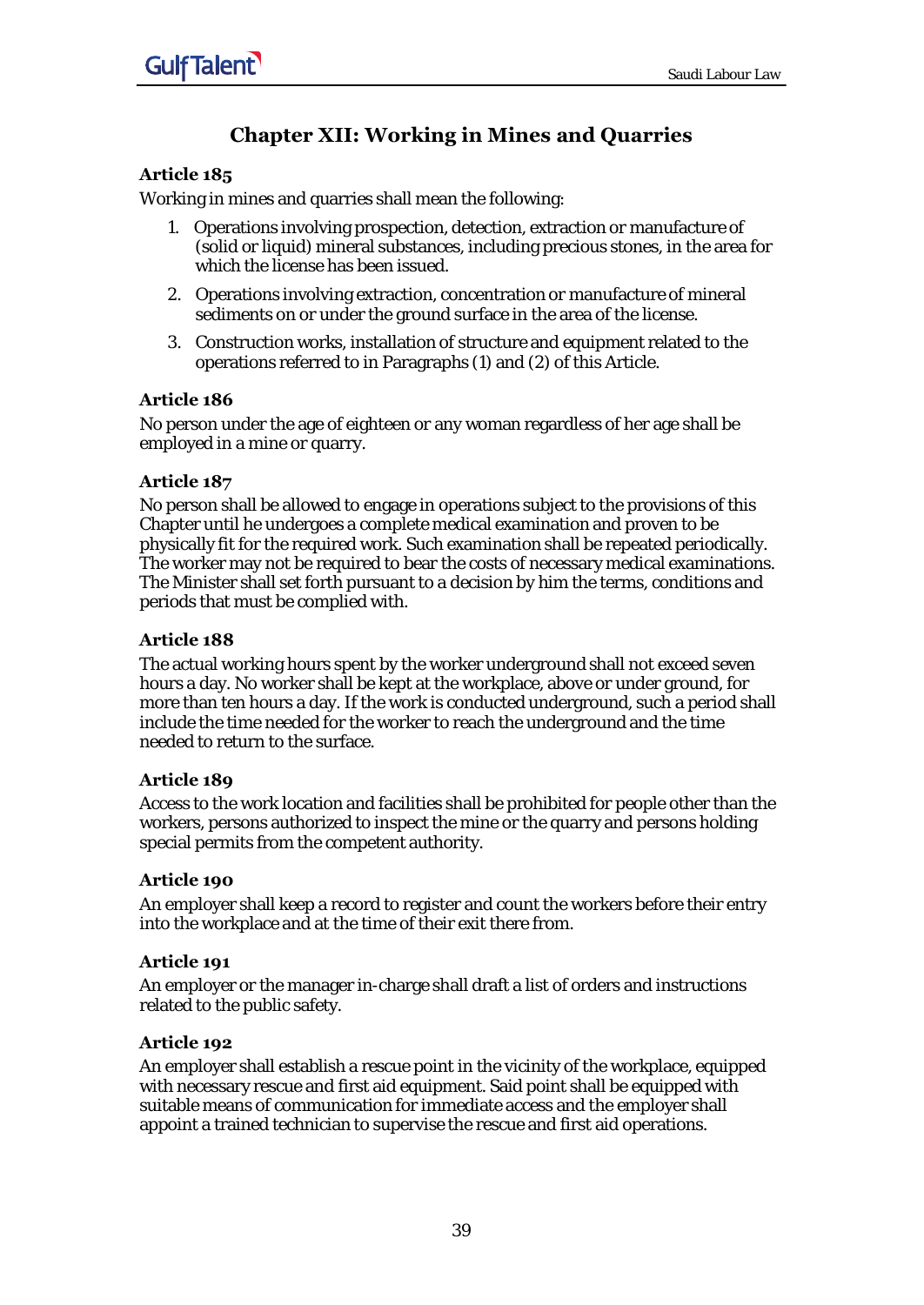# Chapter XII: Working in Mines and Quarries

### Article 185

Working in mines and quarries shall mean the following:

1. Operations involving prospection, detection, extraction or manufacture of (solid or liquid) mineral substances, including precious stones, in the area for which the license has been issued.
2. Operations involving extraction, concentration or manufacture of mineral sediments on or under the ground surface in the area of the license.
3. Construction works, installation of structure and equipment related to the operations referred to in Paragraphs (1) and (2) of this Article.

### Article 186

No person under the age of eighteen or any woman regardless of her age shall be employed in a mine or quarry.

### Article 187

No person shall be allowed to engage in operations subject to the provisions of this Chapter until he undergoes a complete medical examination and proven to be physically fit for the required work. Such examination shall be repeated periodically. The worker may not be required to bear the costs of necessary medical examinations. The Minister shall set forth pursuant to a decision by him the terms, conditions and periods that must be complied with.

### Article 188

The actual working hours spent by the worker underground shall not exceed seven hours a day. No worker shall be kept at the workplace, above or under ground, for more than ten hours a day. If the work is conducted underground, such a period shall include the time needed for the worker to reach the underground and the time needed to return to the surface.

### Article 189

Access to the work location and facilities shall be prohibited for people other than the workers, persons authorized to inspect the mine or the quarry and persons holding special permits from the competent authority.

### Article 190

An employer shall keep a record to register and count the workers before their entry into the workplace and at the time of their exit there from.

### Article 191

An employer or the manager in-charge shall draft a list of orders and instructions related to the public safety.

### Article 192

An employer shall establish a rescue point in the vicinity of the workplace, equipped with necessary rescue and first aid equipment. Said point shall be equipped with suitable means of communication for immediate access and the employer shall appoint a trained technician to supervise the rescue and first aid operations.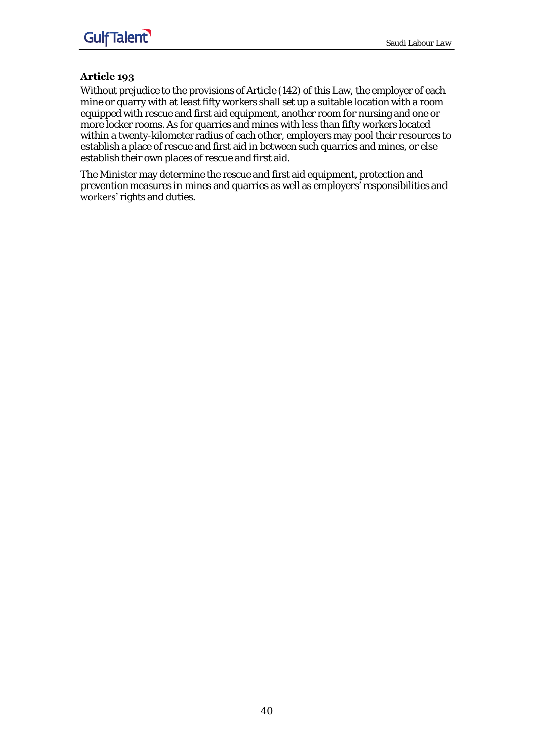### Article 193

Without prejudice to the provisions of Article (142) of this Law, the employer of each mine or quarry with at least fifty workers shall set up a suitable location with a room equipped with rescue and first aid equipment, another room for nursing and one or more locker rooms. As for quarries and mines with less than fifty workers located within a twenty-kilometer radius of each other, employers may pool their resources to establish a place of rescue and first aid in between such quarries and mines, or else establish their own places of rescue and first aid.

The Minister may determine the rescue and first aid equipment, protection and prevention measures in mines and quarries as well as employers' responsibilities and workers' rights and duties.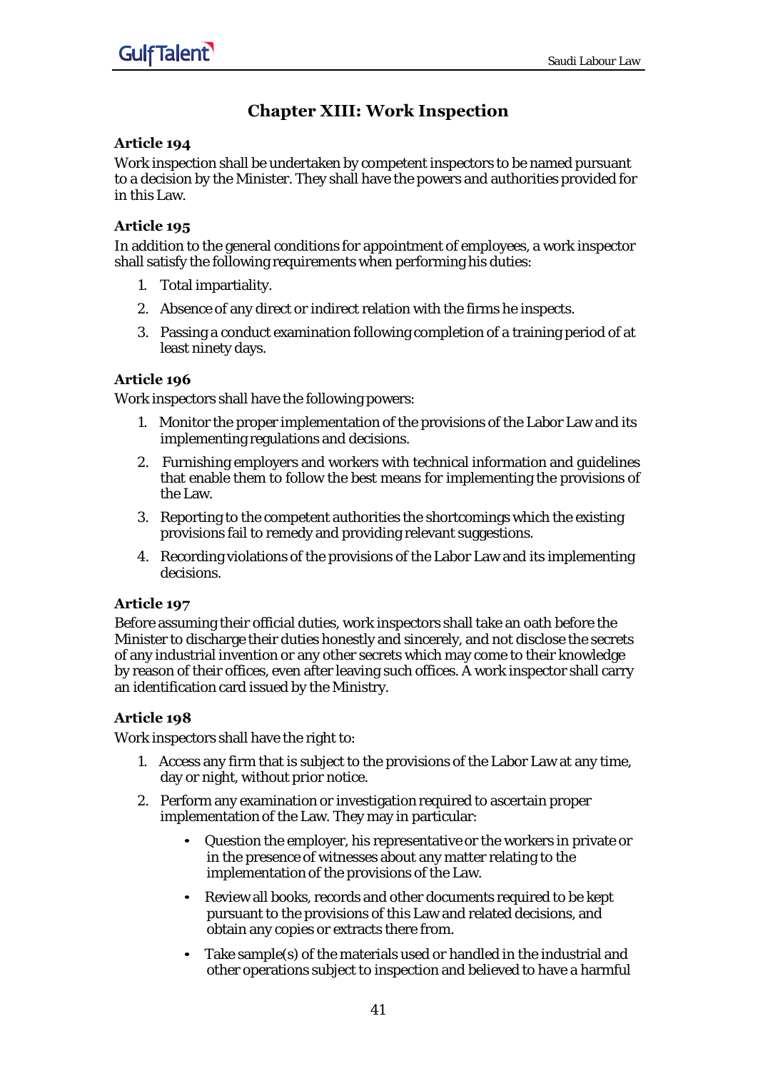# Chapter XIII: Work Inspection

### Article 194

Work inspection shall be undertaken by competent inspectors to be named pursuant to a decision by the Minister. They shall have the powers and authorities provided for in this Law.

### Article 195

In addition to the general conditions for appointment of employees, a work inspector shall satisfy the following requirements when performing his duties:

1. Total impartiality.
2. Absence of any direct or indirect relation with the firms he inspects.
3. Passing a conduct examination following completion of a training period of at least ninety days.

### Article 196

Work inspectors shall have the following powers:

1. Monitor the proper implementation of the provisions of the Labor Law and its implementing regulations and decisions.
2. Furnishing employers and workers with technical information and guidelines that enable them to follow the best means for implementing the provisions of the Law.
3. Reporting to the competent authorities the shortcomings which the existing provisions fail to remedy and providing relevant suggestions.
4. Recording violations of the provisions of the Labor Law and its implementing decisions.

### Article 197

Before assuming their official duties, work inspectors shall take an oath before the Minister to discharge their duties honestly and sincerely, and not disclose the secrets of any industrial invention or any other secrets which may come to their knowledge by reason of their offices, even after leaving such offices. A work inspector shall carry an identification card issued by the Ministry.

### Article 198

Work inspectors shall have the right to:

1. Access any firm that is subject to the provisions of the Labor Law at any time, day or night, without prior notice.
2. Perform any examination or investigation required to ascertain proper implementation of the Law. They may in particular:
   - Question the employer, his representative or the workers in private or in the presence of witnesses about any matter relating to the implementation of the provisions of the Law.
   - Review all books, records and other documents required to be kept pursuant to the provisions of this Law and related decisions, and obtain any copies or extracts there from.
   - Take sample(s) of the materials used or handled in the industrial and other operations subject to inspection and believed to have a harmful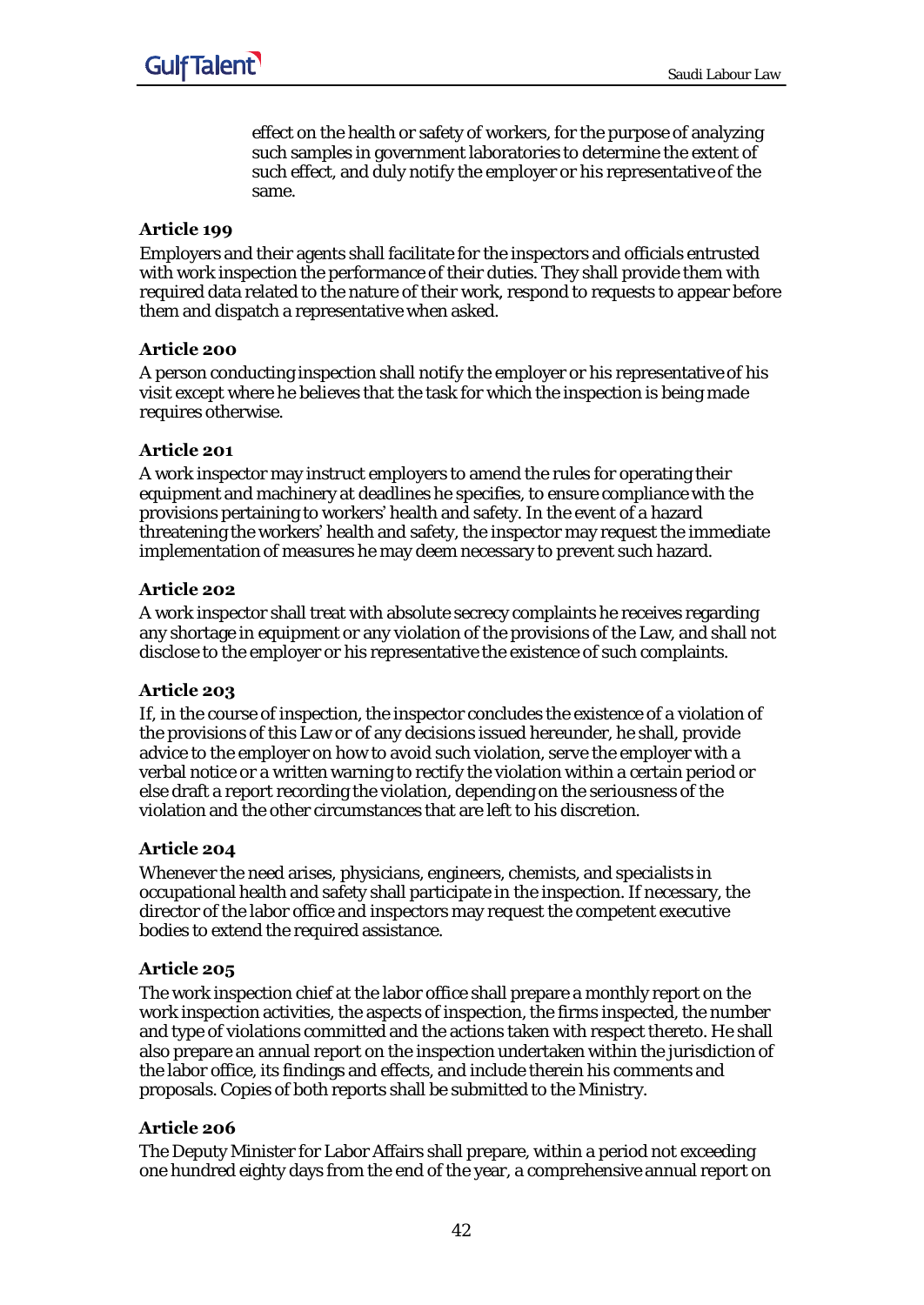effect on the health or safety of workers, for the purpose of analyzing such samples in government laboratories to determine the extent of such effect, and duly notify the employer or his representative of the same.

### Article 199

Employers and their agents shall facilitate for the inspectors and officials entrusted with work inspection the performance of their duties. They shall provide them with required data related to the nature of their work, respond to requests to appear before them and dispatch a representative when asked.

### Article 200

A person conducting inspection shall notify the employer or his representative of his visit except where he believes that the task for which the inspection is being made requires otherwise.

### Article 201

A work inspector may instruct employers to amend the rules for operating their equipment and machinery at deadlines he specifies, to ensure compliance with the provisions pertaining to workers' health and safety. In the event of a hazard threatening the workers' health and safety, the inspector may request the immediate implementation of measures he may deem necessary to prevent such hazard.

### Article 202

A work inspector shall treat with absolute secrecy complaints he receives regarding any shortage in equipment or any violation of the provisions of the Law, and shall not disclose to the employer or his representative the existence of such complaints.

### Article 203

If, in the course of inspection, the inspector concludes the existence of a violation of the provisions of this Law or of any decisions issued hereunder, he shall, provide advice to the employer on how to avoid such violation, serve the employer with a verbal notice or a written warning to rectify the violation within a certain period or else draft a report recording the violation, depending on the seriousness of the violation and the other circumstances that are left to his discretion.

### Article 204

Whenever the need arises, physicians, engineers, chemists, and specialists in occupational health and safety shall participate in the inspection. If necessary, the director of the labor office and inspectors may request the competent executive bodies to extend the required assistance.

### Article 205

The work inspection chief at the labor office shall prepare a monthly report on the work inspection activities, the aspects of inspection, the firms inspected, the number and type of violations committed and the actions taken with respect thereto. He shall also prepare an annual report on the inspection undertaken within the jurisdiction of the labor office, its findings and effects, and include therein his comments and proposals. Copies of both reports shall be submitted to the Ministry.

### Article 206

The Deputy Minister for Labor Affairs shall prepare, within a period not exceeding one hundred eighty days from the end of the year, a comprehensive annual report on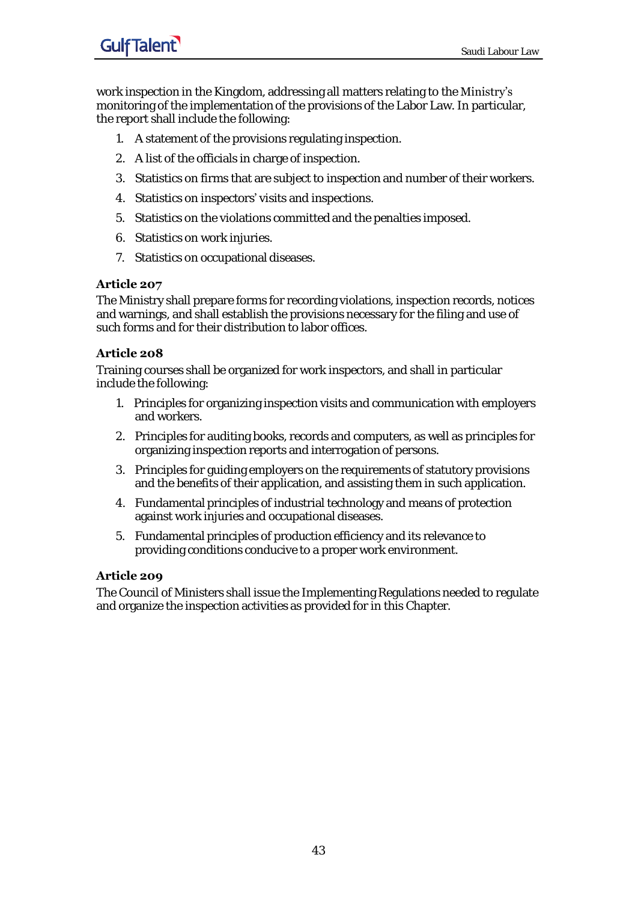work inspection in the Kingdom, addressing all matters relating to the Ministry's monitoring of the implementation of the provisions of the Labor Law. In particular, the report shall include the following:

1. A statement of the provisions regulating inspection.
2. A list of the officials in charge of inspection.
3. Statistics on firms that are subject to inspection and number of their workers.
4. Statistics on inspectors' visits and inspections.
5. Statistics on the violations committed and the penalties imposed.
6. Statistics on work injuries.
7. Statistics on occupational diseases.

### Article 207

The Ministry shall prepare forms for recording violations, inspection records, notices and warnings, and shall establish the provisions necessary for the filing and use of such forms and for their distribution to labor offices.

### Article 208

Training courses shall be organized for work inspectors, and shall in particular include the following:

1. Principles for organizing inspection visits and communication with employers and workers.
2. Principles for auditing books, records and computers, as well as principles for organizing inspection reports and interrogation of persons.
3. Principles for guiding employers on the requirements of statutory provisions and the benefits of their application, and assisting them in such application.
4. Fundamental principles of industrial technology and means of protection against work injuries and occupational diseases.
5. Fundamental principles of production efficiency and its relevance to providing conditions conducive to a proper work environment.

### Article 209

The Council of Ministers shall issue the Implementing Regulations needed to regulate and organize the inspection activities as provided for in this Chapter.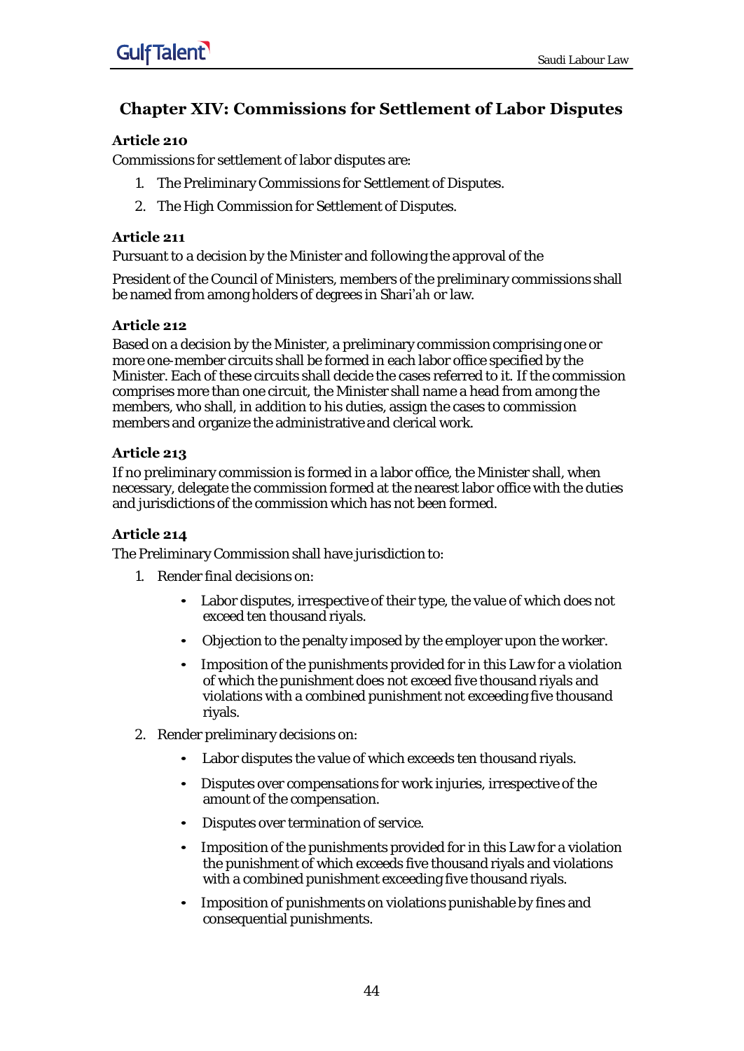## Chapter XIV: Commissions for Settlement of Labor Disputes

### Article 210

Commissions for settlement of labor disputes are:

1. The Preliminary Commissions for Settlement of Disputes.
2. The High Commission for Settlement of Disputes.

### Article 211

Pursuant to a decision by the Minister and following the approval of the

President of the Council of Ministers, members of the preliminary commissions shall be named from among holders of degrees in Shari'ah or law.

### Article 212

Based on a decision by the Minister, a preliminary commission comprising one or more one-member circuits shall be formed in each labor office specified by the Minister. Each of these circuits shall decide the cases referred to it. If the commission comprises more than one circuit, the Minister shall name a head from among the members, who shall, in addition to his duties, assign the cases to commission members and organize the administrative and clerical work.

### Article 213

If no preliminary commission is formed in a labor office, the Minister shall, when necessary, delegate the commission formed at the nearest labor office with the duties and jurisdictions of the commission which has not been formed.

### Article 214

The Preliminary Commission shall have jurisdiction to:

1. Render final decisions on:
   - Labor disputes, irrespective of their type, the value of which does not exceed ten thousand riyals.
   - Objection to the penalty imposed by the employer upon the worker.
   - Imposition of the punishments provided for in this Law for a violation of which the punishment does not exceed five thousand riyals and violations with a combined punishment not exceeding five thousand riyals.
2. Render preliminary decisions on:
   - Labor disputes the value of which exceeds ten thousand riyals.
   - Disputes over compensations for work injuries, irrespective of the amount of the compensation.
   - Disputes over termination of service.
   - Imposition of the punishments provided for in this Law for a violation the punishment of which exceeds five thousand riyals and violations with a combined punishment exceeding five thousand riyals.
   - Imposition of punishments on violations punishable by fines and consequential punishments.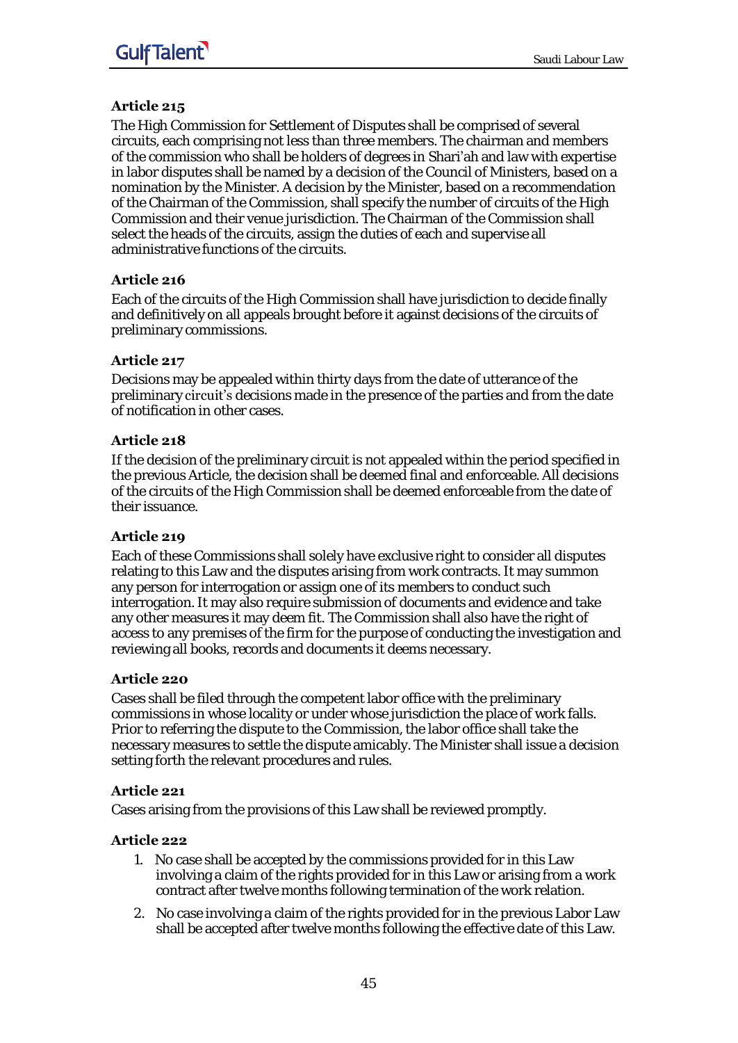### Article 215

The High Commission for Settlement of Disputes shall be comprised of several circuits, each comprising not less than three members. The chairman and members of the commission who shall be holders of degrees in Shari'ah and law with expertise in labor disputes shall be named by a decision of the Council of Ministers, based on a nomination by the Minister. A decision by the Minister, based on a recommendation of the Chairman of the Commission, shall specify the number of circuits of the High Commission and their venue jurisdiction. The Chairman of the Commission shall select the heads of the circuits, assign the duties of each and supervise all administrative functions of the circuits.

### Article 216

Each of the circuits of the High Commission shall have jurisdiction to decide finally and definitively on all appeals brought before it against decisions of the circuits of preliminary commissions.

### Article 217

Decisions may be appealed within thirty days from the date of utterance of the preliminary circuit's decisions made in the presence of the parties and from the date of notification in other cases.

### Article 218

If the decision of the preliminary circuit is not appealed within the period specified in the previous Article, the decision shall be deemed final and enforceable. All decisions of the circuits of the High Commission shall be deemed enforceable from the date of their issuance.

### Article 219

Each of these Commissions shall solely have exclusive right to consider all disputes relating to this Law and the disputes arising from work contracts. It may summon any person for interrogation or assign one of its members to conduct such interrogation. It may also require submission of documents and evidence and take any other measures it may deem fit. The Commission shall also have the right of access to any premises of the firm for the purpose of conducting the investigation and reviewing all books, records and documents it deems necessary.

### Article 220

Cases shall be filed through the competent labor office with the preliminary commissions in whose locality or under whose jurisdiction the place of work falls. Prior to referring the dispute to the Commission, the labor office shall take the necessary measures to settle the dispute amicably. The Minister shall issue a decision setting forth the relevant procedures and rules.

### Article 221

Cases arising from the provisions of this Law shall be reviewed promptly.

### Article 222

1. No case shall be accepted by the commissions provided for in this Law involving a claim of the rights provided for in this Law or arising from a work contract after twelve months following termination of the work relation.
2. No case involving a claim of the rights provided for in the previous Labor Law shall be accepted after twelve months following the effective date of this Law.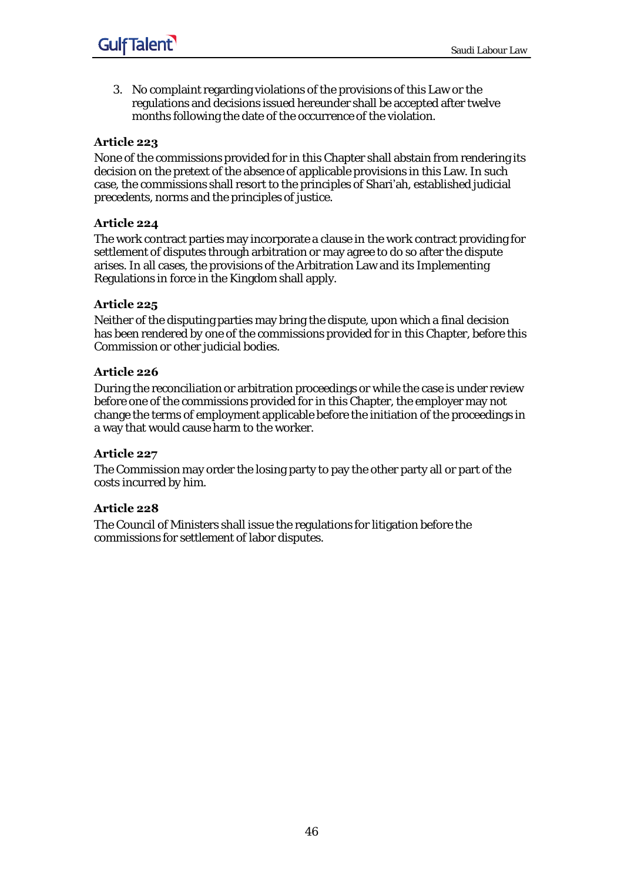3. No complaint regarding violations of the provisions of this Law or the regulations and decisions issued hereunder shall be accepted after twelve months following the date of the occurrence of the violation.

### Article 223

None of the commissions provided for in this Chapter shall abstain from rendering its decision on the pretext of the absence of applicable provisions in this Law. In such case, the commissions shall resort to the principles of Shari'ah, established judicial precedents, norms and the principles of justice.

### Article 224

The work contract parties may incorporate a clause in the work contract providing for settlement of disputes through arbitration or may agree to do so after the dispute arises. In all cases, the provisions of the Arbitration Law and its Implementing Regulations in force in the Kingdom shall apply.

### Article 225

Neither of the disputing parties may bring the dispute, upon which a final decision has been rendered by one of the commissions provided for in this Chapter, before this Commission or other judicial bodies.

### Article 226

During the reconciliation or arbitration proceedings or while the case is under review before one of the commissions provided for in this Chapter, the employer may not change the terms of employment applicable before the initiation of the proceedings in a way that would cause harm to the worker.

### Article 227

The Commission may order the losing party to pay the other party all or part of the costs incurred by him.

### Article 228

The Council of Ministers shall issue the regulations for litigation before the commissions for settlement of labor disputes.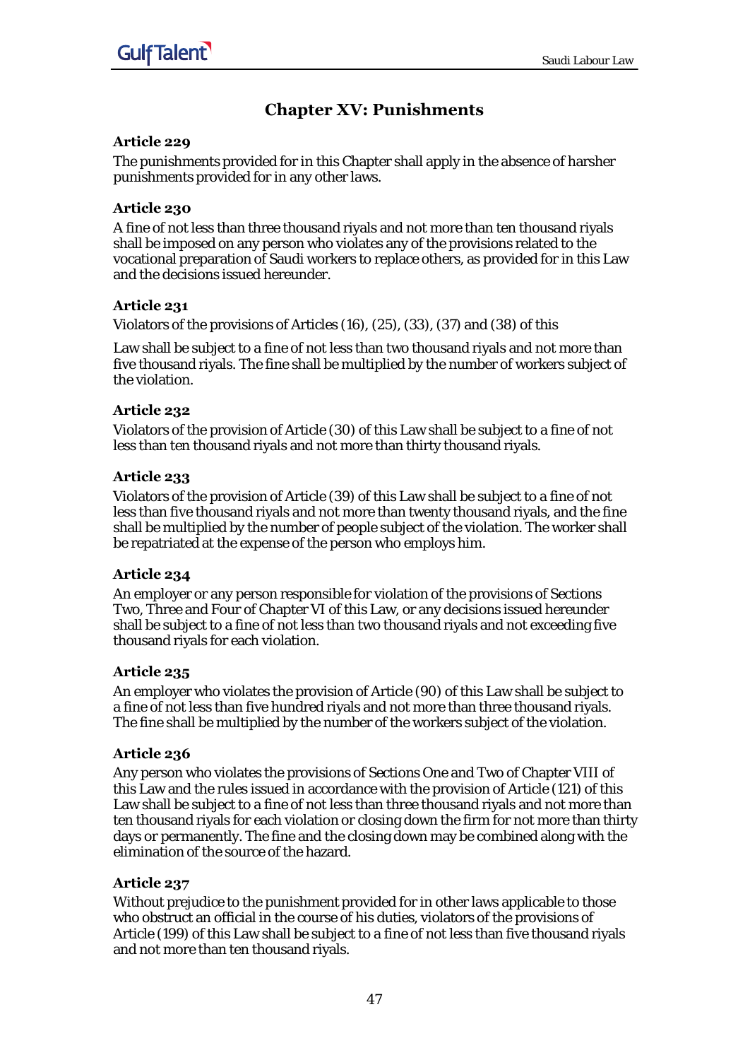# Chapter XV: Punishments

### Article 229

The punishments provided for in this Chapter shall apply in the absence of harsher punishments provided for in any other laws.

### Article 230

A fine of not less than three thousand riyals and not more than ten thousand riyals shall be imposed on any person who violates any of the provisions related to the vocational preparation of Saudi workers to replace others, as provided for in this Law and the decisions issued hereunder.

### Article 231

Violators of the provisions of Articles (16), (25), (33), (37) and (38) of this

Law shall be subject to a fine of not less than two thousand riyals and not more than five thousand riyals. The fine shall be multiplied by the number of workers subject of the violation.

### Article 232

Violators of the provision of Article (30) of this Law shall be subject to a fine of not less than ten thousand riyals and not more than thirty thousand riyals.

### Article 233

Violators of the provision of Article (39) of this Law shall be subject to a fine of not less than five thousand riyals and not more than twenty thousand riyals, and the fine shall be multiplied by the number of people subject of the violation. The worker shall be repatriated at the expense of the person who employs him.

### Article 234

An employer or any person responsible for violation of the provisions of Sections Two, Three and Four of Chapter VI of this Law, or any decisions issued hereunder shall be subject to a fine of not less than two thousand riyals and not exceeding five thousand riyals for each violation.

### Article 235

An employer who violates the provision of Article (90) of this Law shall be subject to a fine of not less than five hundred riyals and not more than three thousand riyals. The fine shall be multiplied by the number of the workers subject of the violation.

### Article 236

Any person who violates the provisions of Sections One and Two of Chapter VIII of this Law and the rules issued in accordance with the provision of Article (121) of this Law shall be subject to a fine of not less than three thousand riyals and not more than ten thousand riyals for each violation or closing down the firm for not more than thirty days or permanently. The fine and the closing down may be combined along with the elimination of the source of the hazard.

### Article 237

Without prejudice to the punishment provided for in other laws applicable to those who obstruct an official in the course of his duties, violators of the provisions of Article (199) of this Law shall be subject to a fine of not less than five thousand riyals and not more than ten thousand riyals.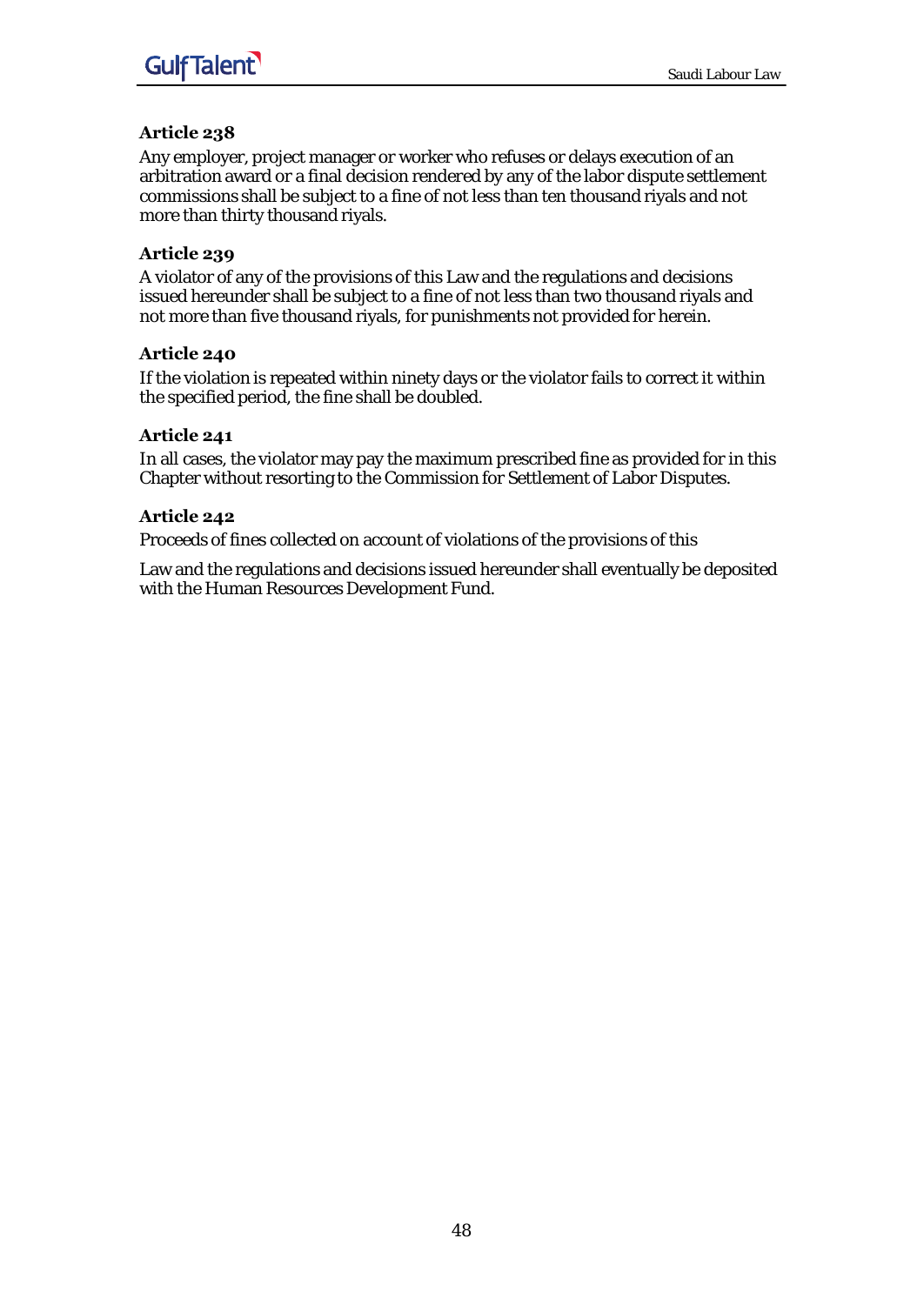### Article 238

Any employer, project manager or worker who refuses or delays execution of an arbitration award or a final decision rendered by any of the labor dispute settlement commissions shall be subject to a fine of not less than ten thousand riyals and not more than thirty thousand riyals.

### Article 239

A violator of any of the provisions of this Law and the regulations and decisions issued hereunder shall be subject to a fine of not less than two thousand riyals and not more than five thousand riyals, for punishments not provided for herein.

### Article 240

If the violation is repeated within ninety days or the violator fails to correct it within the specified period, the fine shall be doubled.

### Article 241

In all cases, the violator may pay the maximum prescribed fine as provided for in this Chapter without resorting to the Commission for Settlement of Labor Disputes.

### Article 242

Proceeds of fines collected on account of violations of the provisions of this

Law and the regulations and decisions issued hereunder shall eventually be deposited with the Human Resources Development Fund.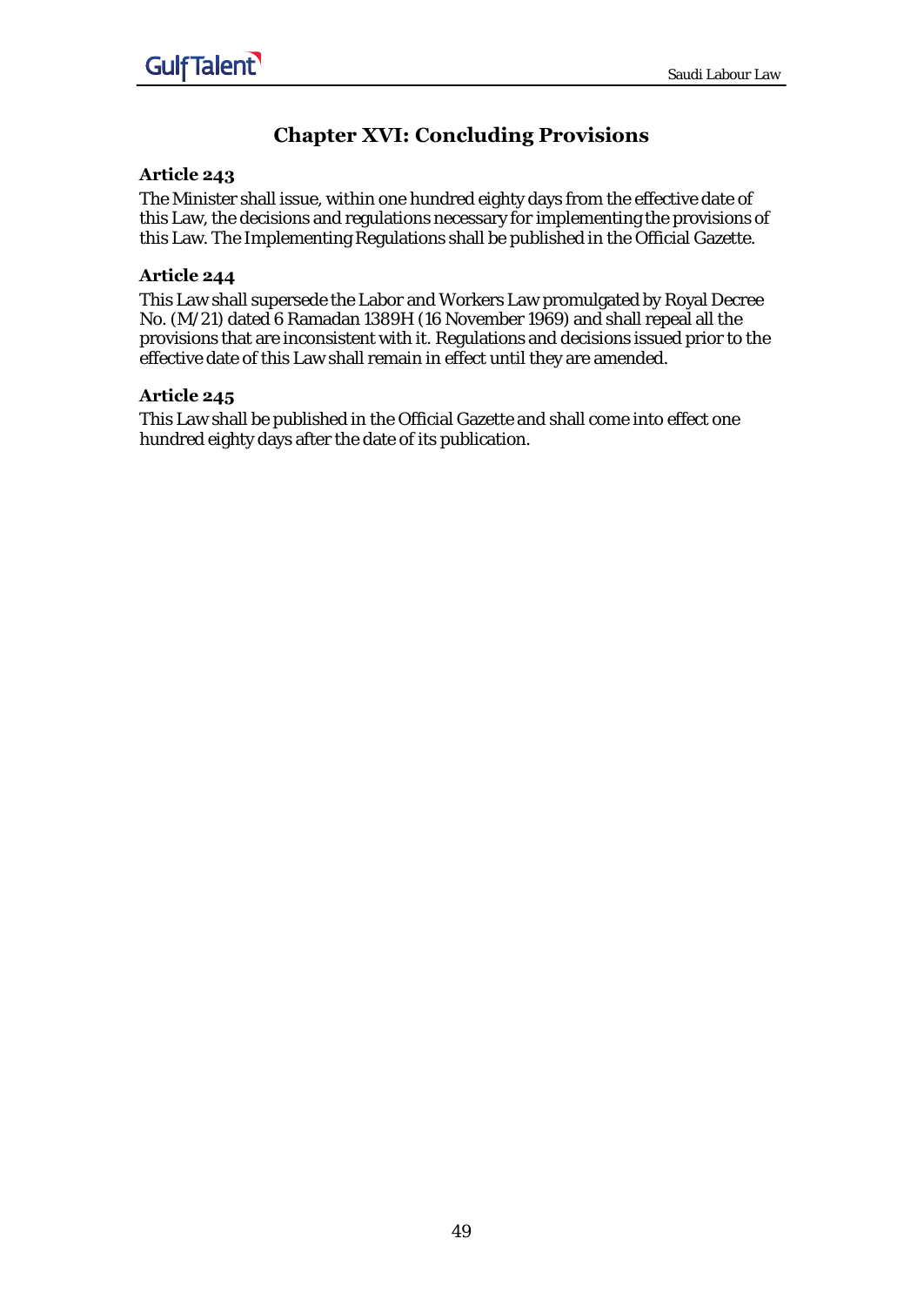## Chapter XVI: Concluding Provisions

### Article 243

The Minister shall issue, within one hundred eighty days from the effective date of this Law, the decisions and regulations necessary for implementing the provisions of this Law. The Implementing Regulations shall be published in the Official Gazette.

### Article 244

This Law shall supersede the Labor and Workers Law promulgated by Royal Decree No. (M/21) dated 6 Ramadan 1389H (16 November 1969) and shall repeal all the provisions that are inconsistent with it. Regulations and decisions issued prior to the effective date of this Law shall remain in effect until they are amended.

### Article 245

This Law shall be published in the Official Gazette and shall come into effect one hundred eighty days after the date of its publication.